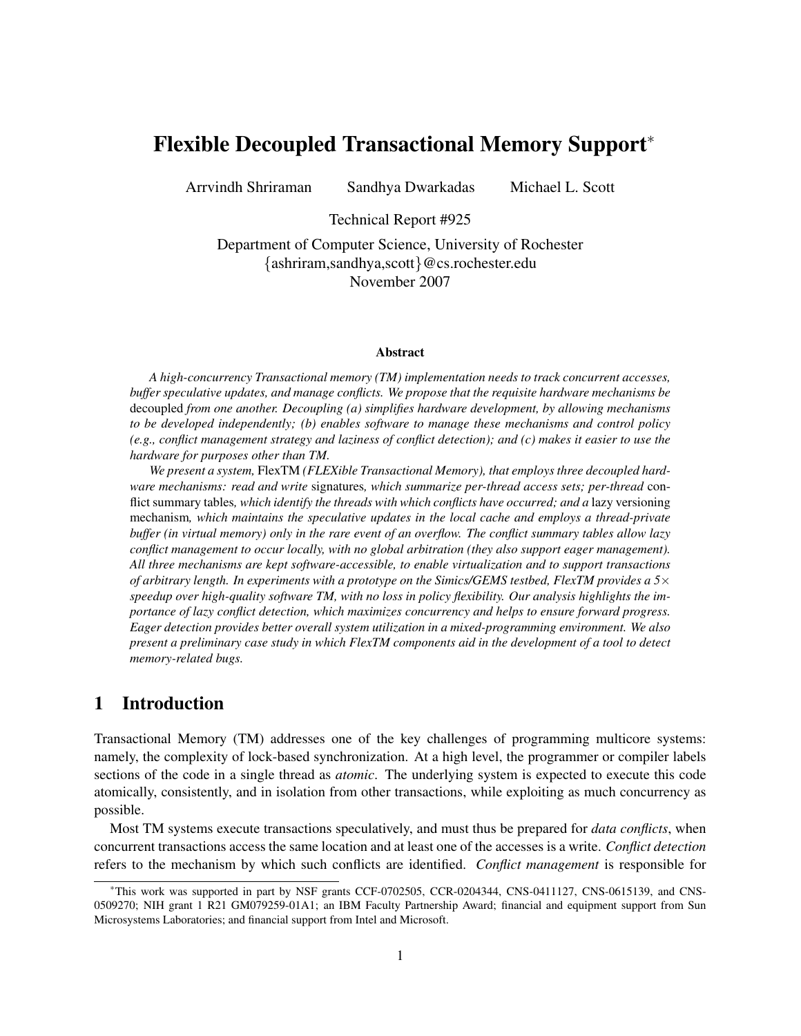# Flexible Decoupled Transactional Memory Support*

Arrvindh Shriraman    Sandhya Dwarkadas    Michael L. Scott

Technical Report #925

Department of Computer Science, University of Rochester
{ashriram,sandhya,scott}@cs.rochester.edu
November 2007

### Abstract

*A high-concurrency Transactional memory (TM) implementation needs to track concurrent accesses, buffer speculative updates, and manage conflicts. We propose that the requisite hardware mechanisms be* decoupled *from one another. Decoupling (a) simplifies hardware development, by allowing mechanisms to be developed independently; (b) enables software to manage these mechanisms and control policy (e.g., conflict management strategy and laziness of conflict detection); and (c) makes it easier to use the hardware for purposes other than TM.*

*We present a system,* FlexTM *(FLEXible Transactional Memory), that employs three decoupled hardware mechanisms: read and write* signatures*, which summarize per-thread access sets; per-thread* conflict summary tables*, which identify the threads with which conflicts have occurred; and a* lazy versioning mechanism*, which maintains the speculative updates in the local cache and employs a thread-private buffer (in virtual memory) only in the rare event of an overflow. The conflict summary tables allow lazy conflict management to occur locally, with no global arbitration (they also support eager management). All three mechanisms are kept software-accessible, to enable virtualization and to support transactions of arbitrary length. In experiments with a prototype on the Simics/GEMS testbed, FlexTM provides a 5× speedup over high-quality software TM, with no loss in policy flexibility. Our analysis highlights the importance of lazy conflict detection, which maximizes concurrency and helps to ensure forward progress. Eager detection provides better overall system utilization in a mixed-programming environment. We also present a preliminary case study in which FlexTM components aid in the development of a tool to detect memory-related bugs.*

## 1 Introduction

Transactional Memory (TM) addresses one of the key challenges of programming multicore systems: namely, the complexity of lock-based synchronization. At a high level, the programmer or compiler labels sections of the code in a single thread as *atomic*. The underlying system is expected to execute this code atomically, consistently, and in isolation from other transactions, while exploiting as much concurrency as possible.

Most TM systems execute transactions speculatively, and must thus be prepared for *data conflicts*, when concurrent transactions access the same location and at least one of the accesses is a write. *Conflict detection* refers to the mechanism by which such conflicts are identified. *Conflict management* is responsible for

---

*This work was supported in part by NSF grants CCF-0702505, CCR-0204344, CNS-0411127, CNS-0615139, and CNS-0509270; NIH grant 1 R21 GM079259-01A1; an IBM Faculty Partnership Award; financial and equipment support from Sun Microsystems Laboratories; and financial support from Intel and Microsoft.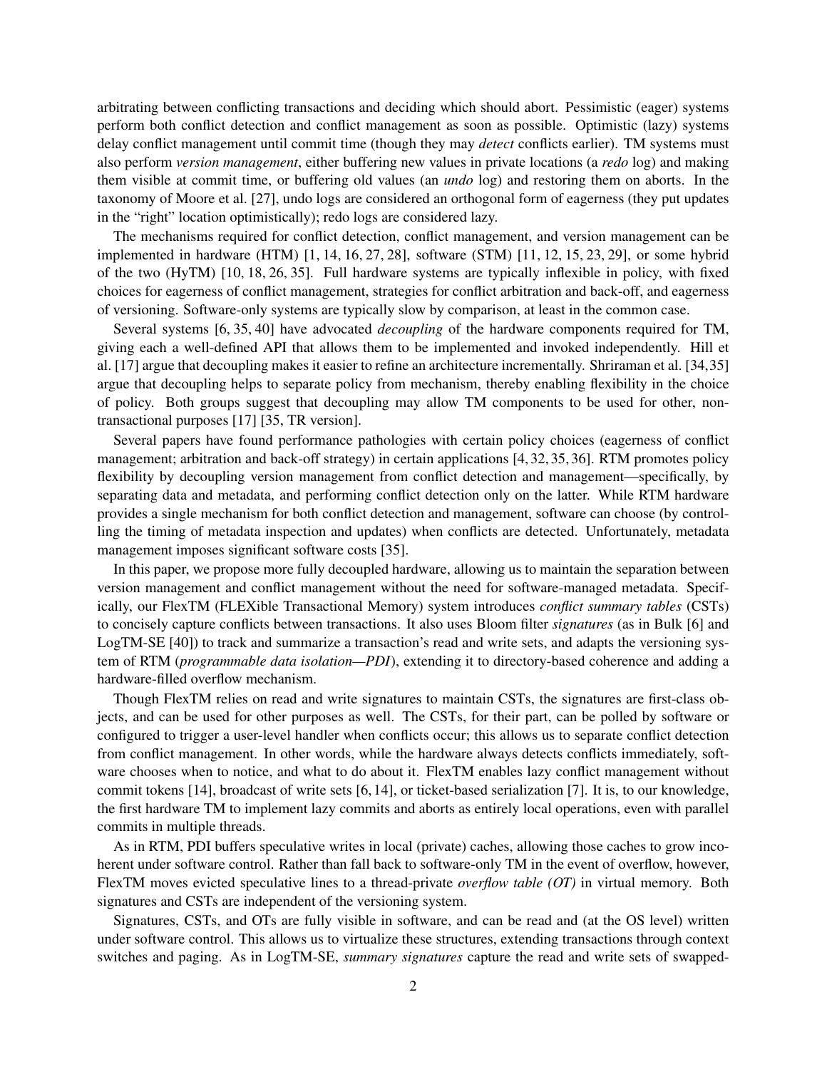arbitrating between conflicting transactions and deciding which should abort. Pessimistic (eager) systems perform both conflict detection and conflict management as soon as possible. Optimistic (lazy) systems delay conflict management until commit time (though they may *detect* conflicts earlier). TM systems must also perform *version management*, either buffering new values in private locations (a *redo* log) and making them visible at commit time, or buffering old values (an *undo* log) and restoring them on aborts. In the taxonomy of Moore et al. [27], undo logs are considered an orthogonal form of eagerness (they put updates in the "right" location optimistically); redo logs are considered lazy.

The mechanisms required for conflict detection, conflict management, and version management can be implemented in hardware (HTM) [1, 14, 16, 27, 28], software (STM) [11, 12, 15, 23, 29], or some hybrid of the two (HyTM) [10, 18, 26, 35]. Full hardware systems are typically inflexible in policy, with fixed choices for eagerness of conflict management, strategies for conflict arbitration and back-off, and eagerness of versioning. Software-only systems are typically slow by comparison, at least in the common case.

Several systems [6, 35, 40] have advocated *decoupling* of the hardware components required for TM, giving each a well-defined API that allows them to be implemented and invoked independently. Hill et al. [17] argue that decoupling makes it easier to refine an architecture incrementally. Shriraman et al. [34,35] argue that decoupling helps to separate policy from mechanism, thereby enabling flexibility in the choice of policy. Both groups suggest that decoupling may allow TM components to be used for other, non-transactional purposes [17] [35, TR version].

Several papers have found performance pathologies with certain policy choices (eagerness of conflict management; arbitration and back-off strategy) in certain applications [4, 32, 35, 36]. RTM promotes policy flexibility by decoupling version management from conflict detection and management—specifically, by separating data and metadata, and performing conflict detection only on the latter. While RTM hardware provides a single mechanism for both conflict detection and management, software can choose (by controlling the timing of metadata inspection and updates) when conflicts are detected. Unfortunately, metadata management imposes significant software costs [35].

In this paper, we propose more fully decoupled hardware, allowing us to maintain the separation between version management and conflict management without the need for software-managed metadata. Specifically, our FlexTM (FLEXible Transactional Memory) system introduces *conflict summary tables* (CSTs) to concisely capture conflicts between transactions. It also uses Bloom filter *signatures* (as in Bulk [6] and LogTM-SE [40]) to track and summarize a transaction's read and write sets, and adapts the versioning system of RTM (*programmable data isolation—PDI*), extending it to directory-based coherence and adding a hardware-filled overflow mechanism.

Though FlexTM relies on read and write signatures to maintain CSTs, the signatures are first-class objects, and can be used for other purposes as well. The CSTs, for their part, can be polled by software or configured to trigger a user-level handler when conflicts occur; this allows us to separate conflict detection from conflict management. In other words, while the hardware always detects conflicts immediately, software chooses when to notice, and what to do about it. FlexTM enables lazy conflict management without commit tokens [14], broadcast of write sets [6, 14], or ticket-based serialization [7]. It is, to our knowledge, the first hardware TM to implement lazy commits and aborts as entirely local operations, even with parallel commits in multiple threads.

As in RTM, PDI buffers speculative writes in local (private) caches, allowing those caches to grow incoherent under software control. Rather than fall back to software-only TM in the event of overflow, however, FlexTM moves evicted speculative lines to a thread-private *overflow table (OT)* in virtual memory. Both signatures and CSTs are independent of the versioning system.

Signatures, CSTs, and OTs are fully visible in software, and can be read and (at the OS level) written under software control. This allows us to virtualize these structures, extending transactions through context switches and paging. As in LogTM-SE, *summary signatures* capture the read and write sets of swapped-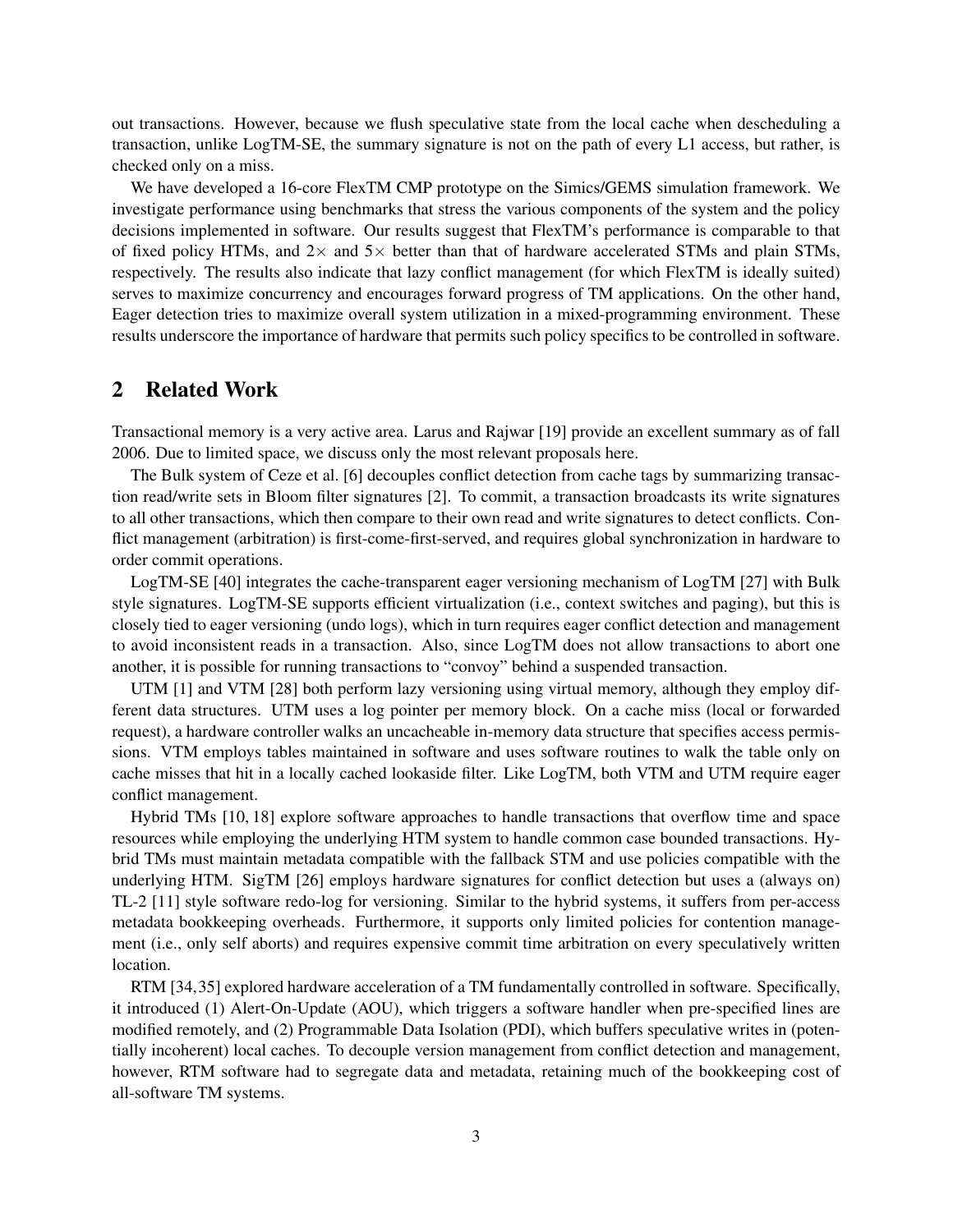out transactions. However, because we flush speculative state from the local cache when descheduling a transaction, unlike LogTM-SE, the summary signature is not on the path of every L1 access, but rather, is checked only on a miss.

We have developed a 16-core FlexTM CMP prototype on the Simics/GEMS simulation framework. We investigate performance using benchmarks that stress the various components of the system and the policy decisions implemented in software. Our results suggest that FlexTM's performance is comparable to that of fixed policy HTMs, and $2\times$ and $5\times$ better than that of hardware accelerated STMs and plain STMs, respectively. The results also indicate that lazy conflict management (for which FlexTM is ideally suited) serves to maximize concurrency and encourages forward progress of TM applications. On the other hand, Eager detection tries to maximize overall system utilization in a mixed-programming environment. These results underscore the importance of hardware that permits such policy specifics to be controlled in software.

## 2 Related Work

Transactional memory is a very active area. Larus and Rajwar [19] provide an excellent summary as of fall 2006. Due to limited space, we discuss only the most relevant proposals here.

The Bulk system of Ceze et al. [6] decouples conflict detection from cache tags by summarizing transaction read/write sets in Bloom filter signatures [2]. To commit, a transaction broadcasts its write signatures to all other transactions, which then compare to their own read and write signatures to detect conflicts. Conflict management (arbitration) is first-come-first-served, and requires global synchronization in hardware to order commit operations.

LogTM-SE [40] integrates the cache-transparent eager versioning mechanism of LogTM [27] with Bulk style signatures. LogTM-SE supports efficient virtualization (i.e., context switches and paging), but this is closely tied to eager versioning (undo logs), which in turn requires eager conflict detection and management to avoid inconsistent reads in a transaction. Also, since LogTM does not allow transactions to abort one another, it is possible for running transactions to "convoy" behind a suspended transaction.

UTM [1] and VTM [28] both perform lazy versioning using virtual memory, although they employ different data structures. UTM uses a log pointer per memory block. On a cache miss (local or forwarded request), a hardware controller walks an uncacheable in-memory data structure that specifies access permissions. VTM employs tables maintained in software and uses software routines to walk the table only on cache misses that hit in a locally cached lookaside filter. Like LogTM, both VTM and UTM require eager conflict management.

Hybrid TMs [10, 18] explore software approaches to handle transactions that overflow time and space resources while employing the underlying HTM system to handle common case bounded transactions. Hybrid TMs must maintain metadata compatible with the fallback STM and use policies compatible with the underlying HTM. SigTM [26] employs hardware signatures for conflict detection but uses a (always on) TL-2 [11] style software redo-log for versioning. Similar to the hybrid systems, it suffers from per-access metadata bookkeeping overheads. Furthermore, it supports only limited policies for contention management (i.e., only self aborts) and requires expensive commit time arbitration on every speculatively written location.

RTM [34,35] explored hardware acceleration of a TM fundamentally controlled in software. Specifically, it introduced (1) Alert-On-Update (AOU), which triggers a software handler when pre-specified lines are modified remotely, and (2) Programmable Data Isolation (PDI), which buffers speculative writes in (potentially incoherent) local caches. To decouple version management from conflict detection and management, however, RTM software had to segregate data and metadata, retaining much of the bookkeeping cost of all-software TM systems.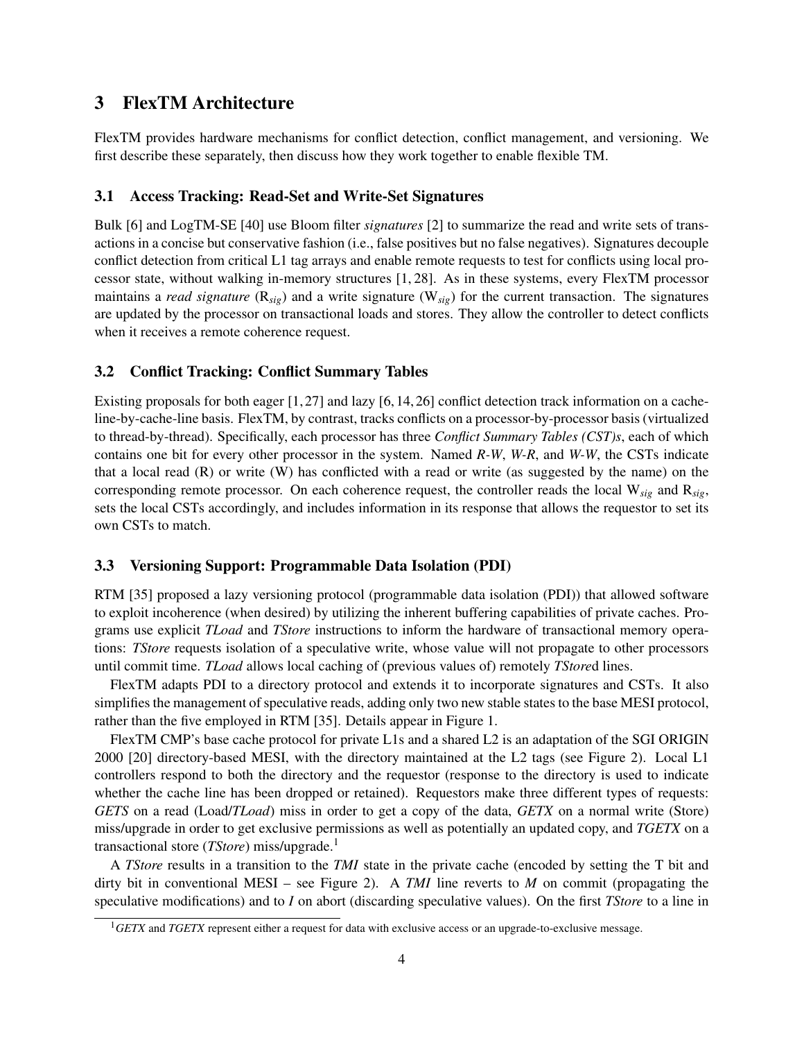# 3 FlexTM Architecture

FlexTM provides hardware mechanisms for conflict detection, conflict management, and versioning. We first describe these separately, then discuss how they work together to enable flexible TM.

## 3.1 Access Tracking: Read-Set and Write-Set Signatures

Bulk [6] and LogTM-SE [40] use Bloom filter *signatures* [2] to summarize the read and write sets of transactions in a concise but conservative fashion (i.e., false positives but no false negatives). Signatures decouple conflict detection from critical L1 tag arrays and enable remote requests to test for conflicts using local processor state, without walking in-memory structures [1, 28]. As in these systems, every FlexTM processor maintains a *read signature* ($R_{sig}$) and a write signature ($W_{sig}$) for the current transaction. The signatures are updated by the processor on transactional loads and stores. They allow the controller to detect conflicts when it receives a remote coherence request.

## 3.2 Conflict Tracking: Conflict Summary Tables

Existing proposals for both eager [1, 27] and lazy [6, 14, 26] conflict detection track information on a cache-line-by-cache-line basis. FlexTM, by contrast, tracks conflicts on a processor-by-processor basis (virtualized to thread-by-thread). Specifically, each processor has three *Conflict Summary Tables (CST)s*, each of which contains one bit for every other processor in the system. Named *R-W*, *W-R*, and *W-W*, the CSTs indicate that a local read (R) or write (W) has conflicted with a read or write (as suggested by the name) on the corresponding remote processor. On each coherence request, the controller reads the local $W_{sig}$ and $R_{sig}$, sets the local CSTs accordingly, and includes information in its response that allows the requestor to set its own CSTs to match.

## 3.3 Versioning Support: Programmable Data Isolation (PDI)

RTM [35] proposed a lazy versioning protocol (programmable data isolation (PDI)) that allowed software to exploit incoherence (when desired) by utilizing the inherent buffering capabilities of private caches. Programs use explicit *TLoad* and *TStore* instructions to inform the hardware of transactional memory operations: *TStore* requests isolation of a speculative write, whose value will not propagate to other processors until commit time. *TLoad* allows local caching of (previous values of) remotely *TStore*d lines.

FlexTM adapts PDI to a directory protocol and extends it to incorporate signatures and CSTs. It also simplifies the management of speculative reads, adding only two new stable states to the base MESI protocol, rather than the five employed in RTM [35]. Details appear in Figure 1.

FlexTM CMP's base cache protocol for private L1s and a shared L2 is an adaptation of the SGI ORIGIN 2000 [20] directory-based MESI, with the directory maintained at the L2 tags (see Figure 2). Local L1 controllers respond to both the directory and the requestor (response to the directory is used to indicate whether the cache line has been dropped or retained). Requestors make three different types of requests: *GETS* on a read (Load/*TLoad*) miss in order to get a copy of the data, *GETX* on a normal write (Store) miss/upgrade in order to get exclusive permissions as well as potentially an updated copy, and *TGETX* on a transactional store (*TStore*) miss/upgrade.[1]

A *TStore* results in a transition to the *TMI* state in the private cache (encoded by setting the T bit and dirty bit in conventional MESI – see Figure 2). A *TMI* line reverts to *M* on commit (propagating the speculative modifications) and to *I* on abort (discarding speculative values). On the first *TStore* to a line in

[1] *GETX* and *TGETX* represent either a request for data with exclusive access or an upgrade-to-exclusive message.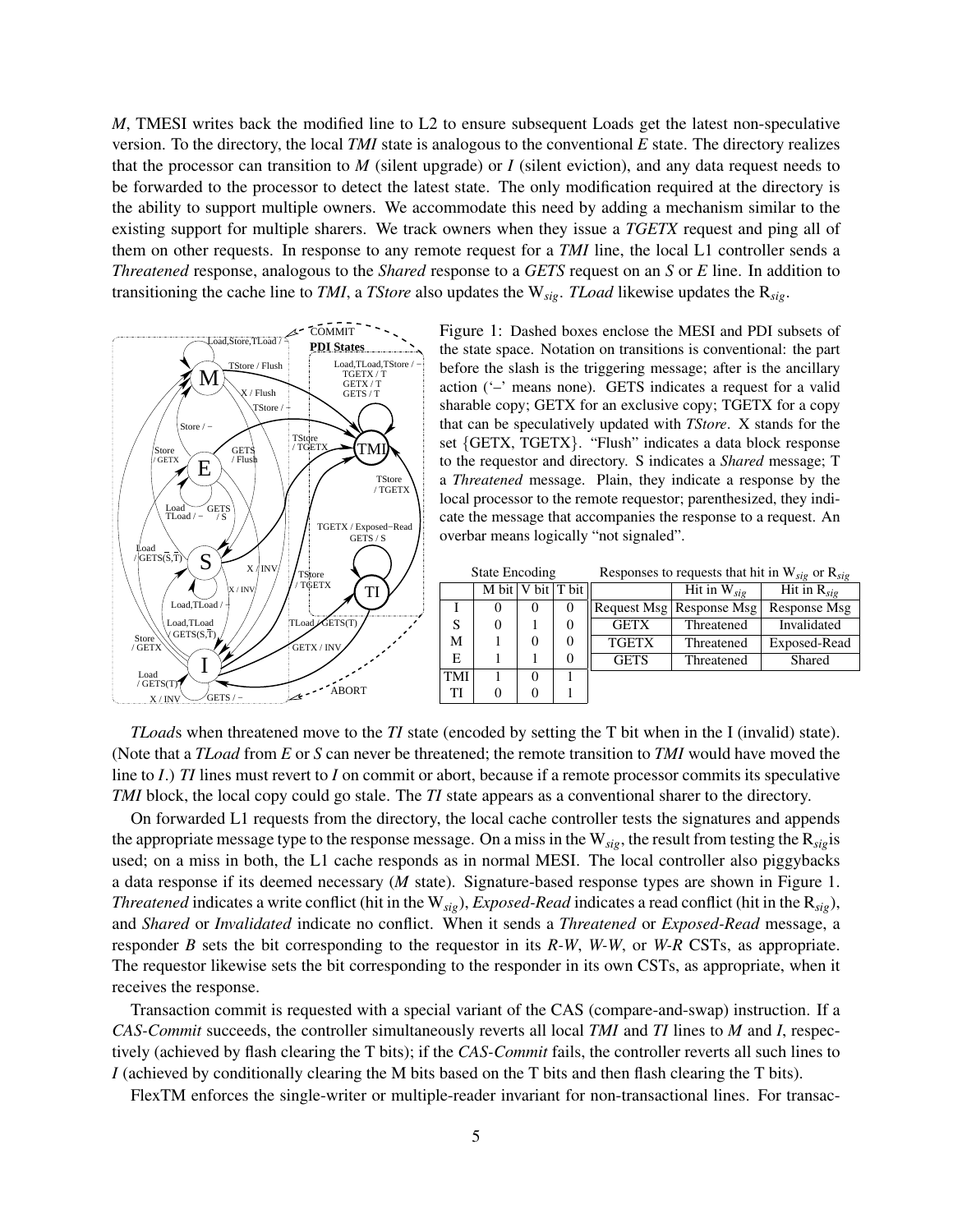*M*, TMESI writes back the modified line to L2 to ensure subsequent Loads get the latest non-speculative version. To the directory, the local *TMI* state is analogous to the conventional *E* state. The directory realizes that the processor can transition to *M* (silent upgrade) or *I* (silent eviction), and any data request needs to be forwarded to the processor to detect the latest state. The only modification required at the directory is the ability to support multiple owners. We accommodate this need by adding a mechanism similar to the existing support for multiple sharers. We track owners when they issue a *TGETX* request and ping all of them on other requests. In response to any remote request for a *TMI* line, the local L1 controller sends a *Threatened* response, analogous to the *Shared* response to a *GETS* request on an *S* or *E* line. In addition to transitioning the cache line to *TMI*, a *TStore* also updates the $W_{sig}$. *TLoad* likewise updates the $R_{sig}$.

Figure 1: Dashed boxes enclose the MESI and PDI subsets of the state space. Notation on transitions is conventional: the part before the slash is the triggering message; after is the ancillary action ('–' means none). GETS indicates a request for a valid sharable copy; GETX for an exclusive copy; TGETX for a copy that can be speculatively updated with *TStore*. X stands for the set {GETX, TGETX}. "Flush" indicates a data block response to the requestor and directory. S indicates a *Shared* message; T a *Threatened* message. Plain, they indicate a response by the local processor to the remote requestor; parenthesized, they indicate the message that accompanies the response to a request. An overbar means logically "not signaled".

State Encoding

| | M bit | V bit | T bit |
|---|---|---|---|
| I | 0 | 0 | 0 |
| S | 0 | 1 | 0 |
| M | 1 | 0 | 0 |
| E | 1 | 1 | 0 |
| TMI | 1 | 0 | 1 |
| TI | 0 | 0 | 1 |

Responses to requests that hit in $W_{sig}$ or $R_{sig}$

| | Hit in $W_{sig}$ | Hit in $R_{sig}$ |
|---|---|---|
| Request Msg | Response Msg | Response Msg |
| GETX | Threatened | Invalidated |
| TGETX | Threatened | Exposed-Read |
| GETS | Threatened | Shared |

*TLoad*s when threatened move to the *TI* state (encoded by setting the T bit when in the I (invalid) state). (Note that a *TLoad* from *E* or *S* can never be threatened; the remote transition to *TMI* would have moved the line to *I*.) *TI* lines must revert to *I* on commit or abort, because if a remote processor commits its speculative *TMI* block, the local copy could go stale. The *TI* state appears as a conventional sharer to the directory.

On forwarded L1 requests from the directory, the local cache controller tests the signatures and appends the appropriate message type to the response message. On a miss in the $W_{sig}$, the result from testing the $R_{sig}$is used; on a miss in both, the L1 cache responds as in normal MESI. The local controller also piggybacks a data response if its deemed necessary (*M* state). Signature-based response types are shown in Figure 1. *Threatened* indicates a write conflict (hit in the $W_{sig}$), *Exposed-Read* indicates a read conflict (hit in the $R_{sig}$), and *Shared* or *Invalidated* indicate no conflict. When it sends a *Threatened* or *Exposed-Read* message, a responder *B* sets the bit corresponding to the requestor in its *R-W*, *W-W*, or *W-R* CSTs, as appropriate. The requestor likewise sets the bit corresponding to the responder in its own CSTs, as appropriate, when it receives the response.

Transaction commit is requested with a special variant of the CAS (compare-and-swap) instruction. If a *CAS-Commit* succeeds, the controller simultaneously reverts all local *TMI* and *TI* lines to *M* and *I*, respectively (achieved by flash clearing the T bits); if the *CAS-Commit* fails, the controller reverts all such lines to *I* (achieved by conditionally clearing the M bits based on the T bits and then flash clearing the T bits).

FlexTM enforces the single-writer or multiple-reader invariant for non-transactional lines. For transac-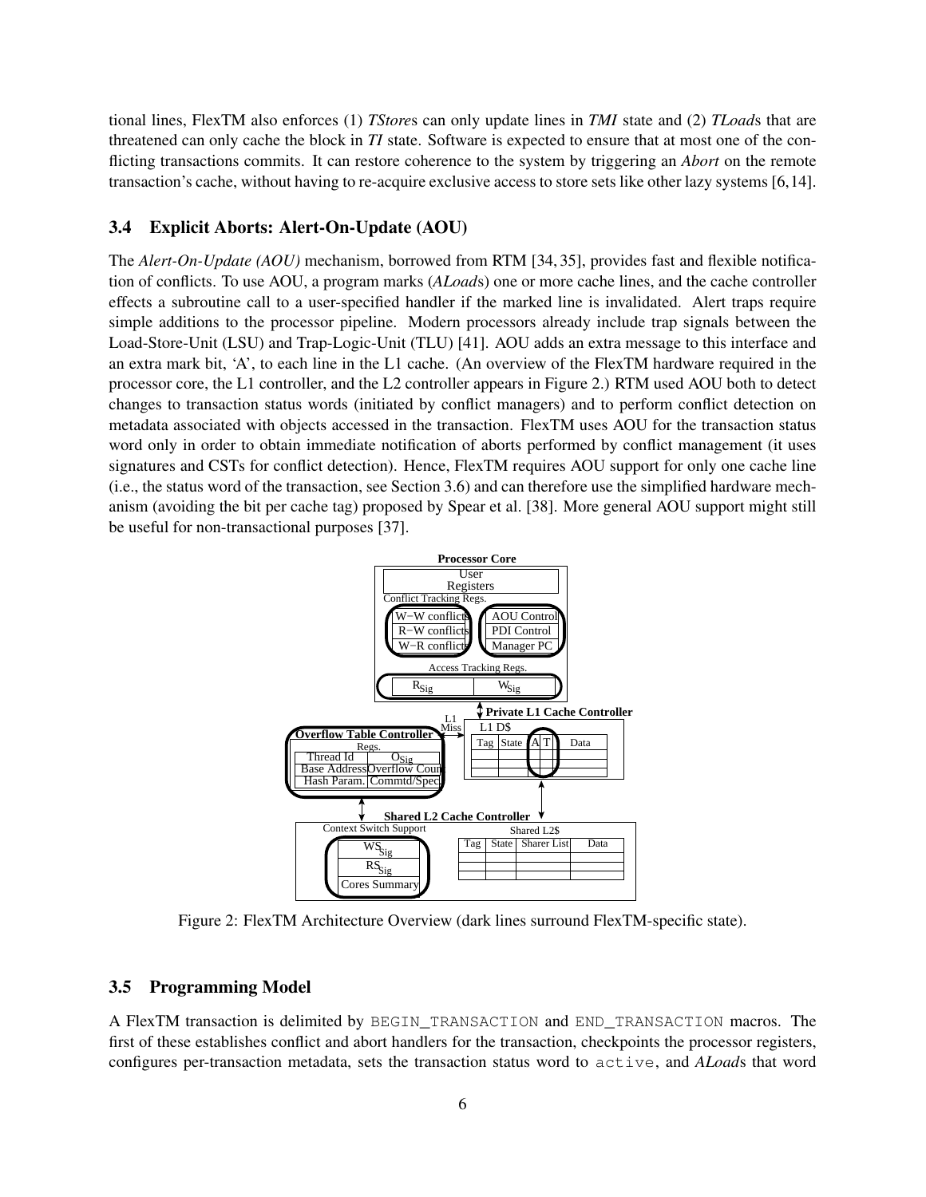tional lines, FlexTM also enforces (1) *TStore*s can only update lines in *TMI* state and (2) *TLoad*s that are threatened can only cache the block in *TI* state. Software is expected to ensure that at most one of the conflicting transactions commits. It can restore coherence to the system by triggering an *Abort* on the remote transaction's cache, without having to re-acquire exclusive access to store sets like other lazy systems [6,14].

### 3.4 Explicit Aborts: Alert-On-Update (AOU)

The *Alert-On-Update (AOU)* mechanism, borrowed from RTM [34, 35], provides fast and flexible notification of conflicts. To use AOU, a program marks (*ALoad*s) one or more cache lines, and the cache controller effects a subroutine call to a user-specified handler if the marked line is invalidated. Alert traps require simple additions to the processor pipeline. Modern processors already include trap signals between the Load-Store-Unit (LSU) and Trap-Logic-Unit (TLU) [41]. AOU adds an extra message to this interface and an extra mark bit, 'A', to each line in the L1 cache. (An overview of the FlexTM hardware required in the processor core, the L1 controller, and the L2 controller appears in Figure 2.) RTM used AOU both to detect changes to transaction status words (initiated by conflict managers) and to perform conflict detection on metadata associated with objects accessed in the transaction. FlexTM uses AOU for the transaction status word only in order to obtain immediate notification of aborts performed by conflict management (it uses signatures and CSTs for conflict detection). Hence, FlexTM requires AOU support for only one cache line (i.e., the status word of the transaction, see Section 3.6) and can therefore use the simplified hardware mechanism (avoiding the bit per cache tag) proposed by Spear et al. [38]. More general AOU support might still be useful for non-transactional purposes [37].

Figure 2: FlexTM Architecture Overview (dark lines surround FlexTM-specific state).

### 3.5 Programming Model

A FlexTM transaction is delimited by `BEGIN_TRANSACTION` and `END_TRANSACTION` macros. The first of these establishes conflict and abort handlers for the transaction, checkpoints the processor registers, configures per-transaction metadata, sets the transaction status word to `active`, and *ALoad*s that word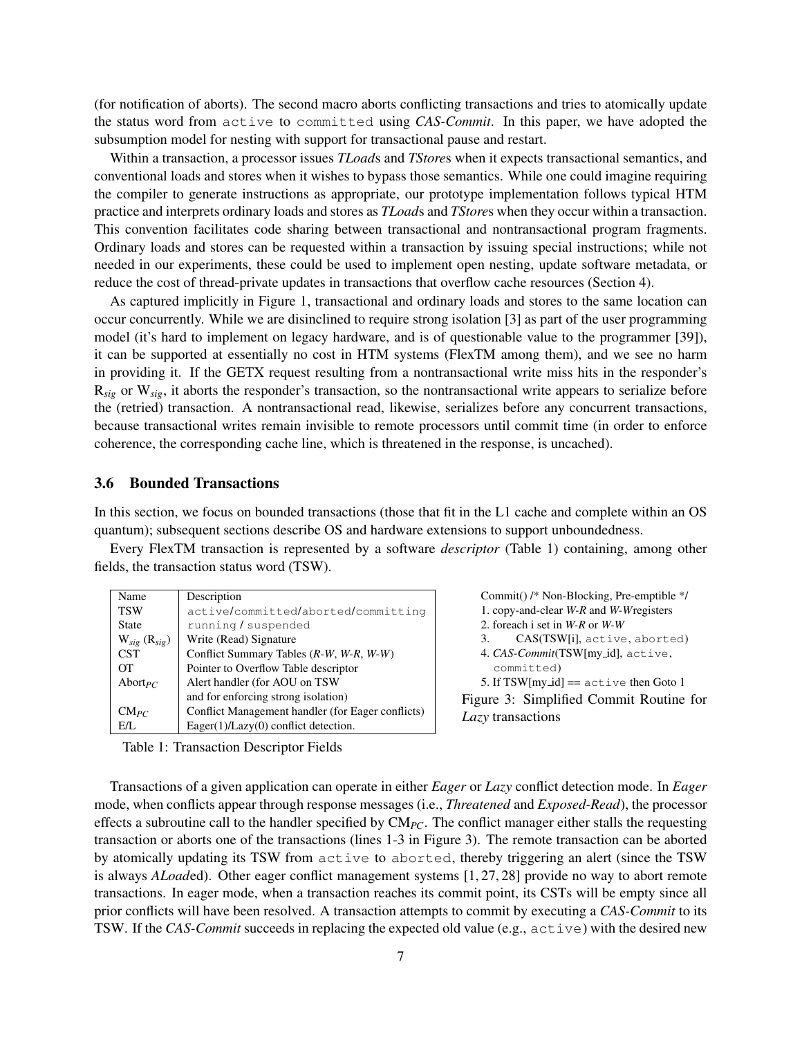(for notification of aborts). The second macro aborts conflicting transactions and tries to atomically update the status word from `active` to `committed` using *CAS-Commit*. In this paper, we have adopted the subsumption model for nesting with support for transactional pause and restart.

Within a transaction, a processor issues *TLoad*s and *TStore*s when it expects transactional semantics, and conventional loads and stores when it wishes to bypass those semantics. While one could imagine requiring the compiler to generate instructions as appropriate, our prototype implementation follows typical HTM practice and interprets ordinary loads and stores as *TLoad*s and *TStore*s when they occur within a transaction. This convention facilitates code sharing between transactional and nontransactional program fragments. Ordinary loads and stores can be requested within a transaction by issuing special instructions; while not needed in our experiments, these could be used to implement open nesting, update software metadata, or reduce the cost of thread-private updates in transactions that overflow cache resources (Section 4).

As captured implicitly in Figure 1, transactional and ordinary loads and stores to the same location can occur concurrently. While we are disinclined to require strong isolation [3] as part of the user programming model (it's hard to implement on legacy hardware, and is of questionable value to the programmer [39]), it can be supported at essentially no cost in HTM systems (FlexTM among them), and we see no harm in providing it. If the GETX request resulting from a nontransactional write miss hits in the responder's $R_{sig}$ or $W_{sig}$, it aborts the responder's transaction, so the nontransactional write appears to serialize before the (retried) transaction. A nontransactional read, likewise, serializes before any concurrent transactions, because transactional writes remain invisible to remote processors until commit time (in order to enforce coherence, the corresponding cache line, which is threatened in the response, is uncached).

### 3.6 Bounded Transactions

In this section, we focus on bounded transactions (those that fit in the L1 cache and complete within an OS quantum); subsequent sections describe OS and hardware extensions to support unboundedness.

Every FlexTM transaction is represented by a software *descriptor* (Table 1) containing, among other fields, the transaction status word (TSW).

| Name | Description |
|---|---|
| TSW | `active`/`committed`/`aborted`/`committing` |
| State | `running` / `suspended` |
| $W_{sig}$ ($R_{sig}$) | Write (Read) Signature |
| CST | Conflict Summary Tables (*R-W*, *W-R*, *W-W*) |
| OT | Pointer to Overflow Table descriptor |
| $Abort_{PC}$ | Alert handler (for AOU on TSW and for enforcing strong isolation) |
| $CM_{PC}$ | Conflict Management handler (for Eager conflicts) |
| E/L | Eager(1)/Lazy(0) conflict detection. |

Table 1: Transaction Descriptor Fields

```
Commit() /* Non-Blocking, Pre-emptible */
1. copy-and-clear W-R and W-W registers
2. foreach i set in W-R or W-W
3.     CAS(TSW[i], active, aborted)
4. CAS-Commit(TSW[my_id], active,
   committed)
5. If TSW[my_id] == active then Goto 1
```

Figure 3: Simplified Commit Routine for *Lazy* transactions

Transactions of a given application can operate in either *Eager* or *Lazy* conflict detection mode. In *Eager* mode, when conflicts appear through response messages (i.e., *Threatened* and *Exposed-Read*), the processor effects a subroutine call to the handler specified by $CM_{PC}$. The conflict manager either stalls the requesting transaction or aborts one of the transactions (lines 1-3 in Figure 3). The remote transaction can be aborted by atomically updating its TSW from `active` to `aborted`, thereby triggering an alert (since the TSW is always *ALoad*ed). Other eager conflict management systems [1, 27, 28] provide no way to abort remote transactions. In eager mode, when a transaction reaches its commit point, its CSTs will be empty since all prior conflicts will have been resolved. A transaction attempts to commit by executing a *CAS-Commit* to its TSW. If the *CAS-Commit* succeeds in replacing the expected old value (e.g., `active`) with the desired new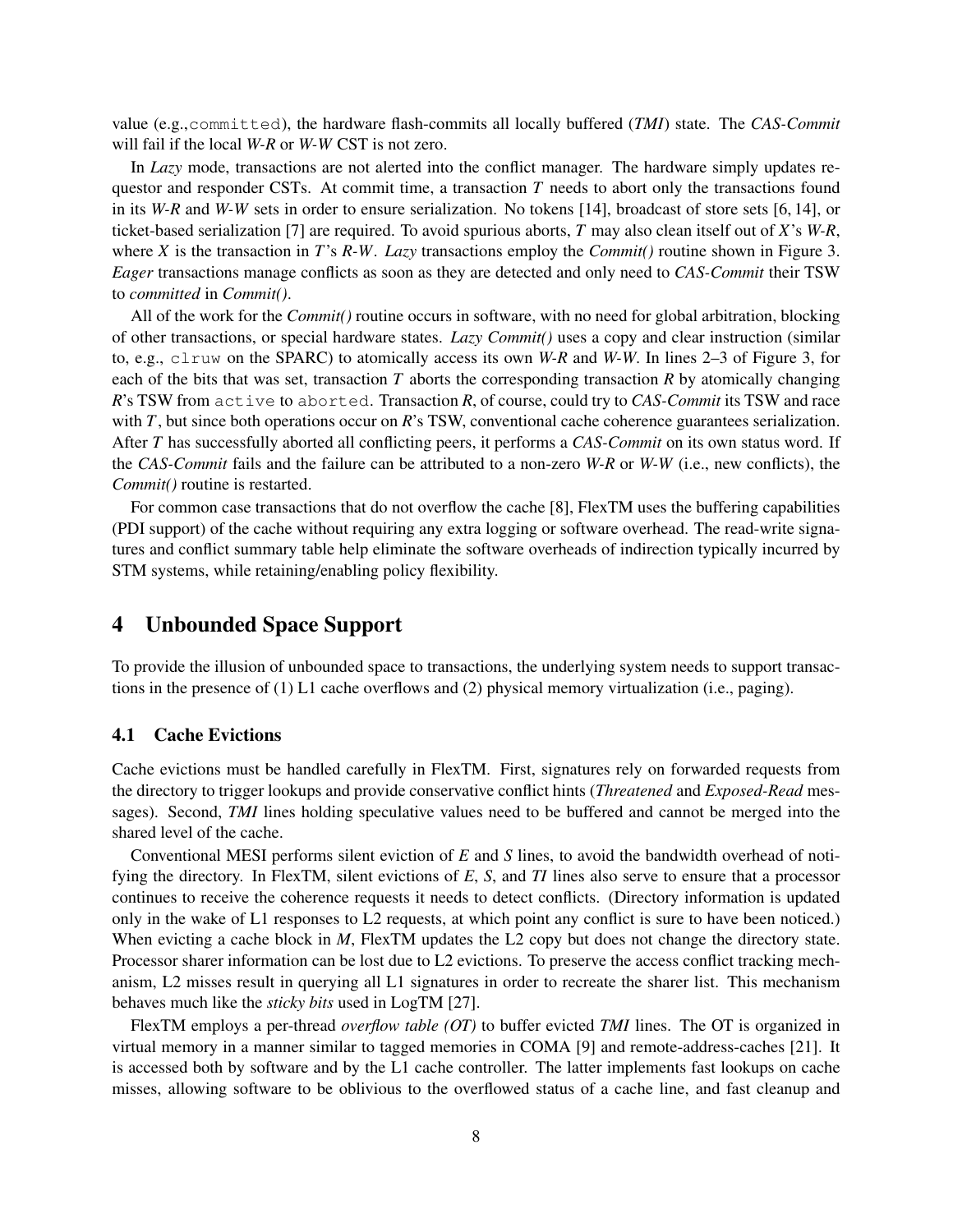value (e.g.,`committed`), the hardware flash-commits all locally buffered (*TMI*) state. The *CAS-Commit* will fail if the local *W-R* or *W-W* CST is not zero.

In *Lazy* mode, transactions are not alerted into the conflict manager. The hardware simply updates requestor and responder CSTs. At commit time, a transaction *T* needs to abort only the transactions found in its *W-R* and *W-W* sets in order to ensure serialization. No tokens [14], broadcast of store sets [6, 14], or ticket-based serialization [7] are required. To avoid spurious aborts, *T* may also clean itself out of *X*'s *W-R*, where *X* is the transaction in *T*'s *R-W*. *Lazy* transactions employ the *Commit()* routine shown in Figure 3. *Eager* transactions manage conflicts as soon as they are detected and only need to *CAS-Commit* their TSW to *committed* in *Commit()*.

All of the work for the *Commit()* routine occurs in software, with no need for global arbitration, blocking of other transactions, or special hardware states. *Lazy Commit()* uses a copy and clear instruction (similar to, e.g., `clruw` on the SPARC) to atomically access its own *W-R* and *W-W*. In lines 2–3 of Figure 3, for each of the bits that was set, transaction *T* aborts the corresponding transaction *R* by atomically changing *R*'s TSW from `active` to `aborted`. Transaction *R*, of course, could try to *CAS-Commit* its TSW and race with *T*, but since both operations occur on *R*'s TSW, conventional cache coherence guarantees serialization. After *T* has successfully aborted all conflicting peers, it performs a *CAS-Commit* on its own status word. If the *CAS-Commit* fails and the failure can be attributed to a non-zero *W-R* or *W-W* (i.e., new conflicts), the *Commit()* routine is restarted.

For common case transactions that do not overflow the cache [8], FlexTM uses the buffering capabilities (PDI support) of the cache without requiring any extra logging or software overhead. The read-write signatures and conflict summary table help eliminate the software overheads of indirection typically incurred by STM systems, while retaining/enabling policy flexibility.

# 4 Unbounded Space Support

To provide the illusion of unbounded space to transactions, the underlying system needs to support transactions in the presence of (1) L1 cache overflows and (2) physical memory virtualization (i.e., paging).

## 4.1 Cache Evictions

Cache evictions must be handled carefully in FlexTM. First, signatures rely on forwarded requests from the directory to trigger lookups and provide conservative conflict hints (*Threatened* and *Exposed-Read* messages). Second, *TMI* lines holding speculative values need to be buffered and cannot be merged into the shared level of the cache.

Conventional MESI performs silent eviction of *E* and *S* lines, to avoid the bandwidth overhead of notifying the directory. In FlexTM, silent evictions of *E*, *S*, and *TI* lines also serve to ensure that a processor continues to receive the coherence requests it needs to detect conflicts. (Directory information is updated only in the wake of L1 responses to L2 requests, at which point any conflict is sure to have been noticed.) When evicting a cache block in *M*, FlexTM updates the L2 copy but does not change the directory state. Processor sharer information can be lost due to L2 evictions. To preserve the access conflict tracking mechanism, L2 misses result in querying all L1 signatures in order to recreate the sharer list. This mechanism behaves much like the *sticky bits* used in LogTM [27].

FlexTM employs a per-thread *overflow table (OT)* to buffer evicted *TMI* lines. The OT is organized in virtual memory in a manner similar to tagged memories in COMA [9] and remote-address-caches [21]. It is accessed both by software and by the L1 cache controller. The latter implements fast lookups on cache misses, allowing software to be oblivious to the overflowed status of a cache line, and fast cleanup and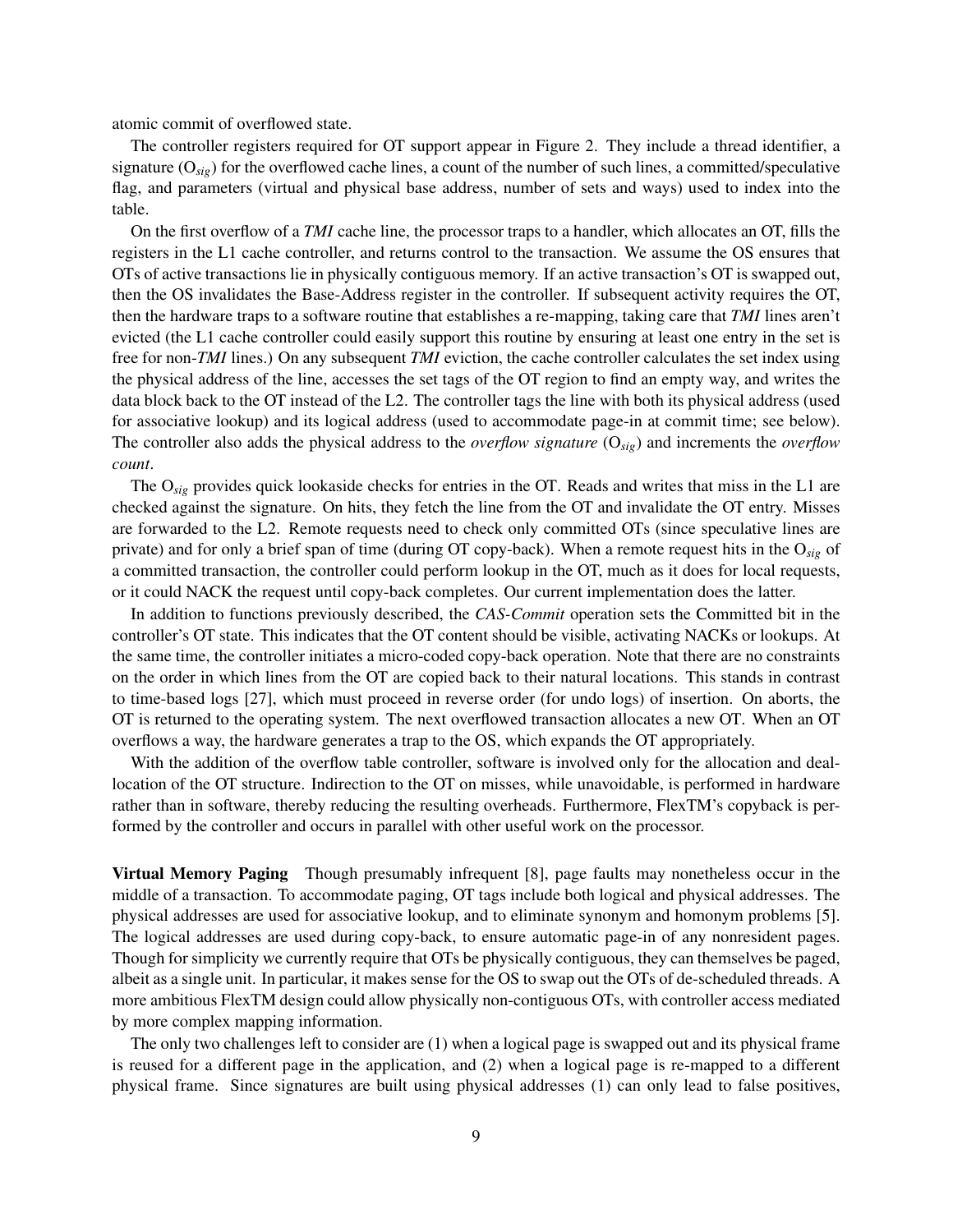atomic commit of overflowed state.

The controller registers required for OT support appear in Figure 2. They include a thread identifier, a signature ($O_{sig}$) for the overflowed cache lines, a count of the number of such lines, a committed/speculative flag, and parameters (virtual and physical base address, number of sets and ways) used to index into the table.

On the first overflow of a *TMI* cache line, the processor traps to a handler, which allocates an OT, fills the registers in the L1 cache controller, and returns control to the transaction. We assume the OS ensures that OTs of active transactions lie in physically contiguous memory. If an active transaction's OT is swapped out, then the OS invalidates the Base-Address register in the controller. If subsequent activity requires the OT, then the hardware traps to a software routine that establishes a re-mapping, taking care that *TMI* lines aren't evicted (the L1 cache controller could easily support this routine by ensuring at least one entry in the set is free for non-*TMI* lines.) On any subsequent *TMI* eviction, the cache controller calculates the set index using the physical address of the line, accesses the set tags of the OT region to find an empty way, and writes the data block back to the OT instead of the L2. The controller tags the line with both its physical address (used for associative lookup) and its logical address (used to accommodate page-in at commit time; see below). The controller also adds the physical address to the *overflow signature* ($O_{sig}$) and increments the *overflow count*.

The $O_{sig}$ provides quick lookaside checks for entries in the OT. Reads and writes that miss in the L1 are checked against the signature. On hits, they fetch the line from the OT and invalidate the OT entry. Misses are forwarded to the L2. Remote requests need to check only committed OTs (since speculative lines are private) and for only a brief span of time (during OT copy-back). When a remote request hits in the $O_{sig}$ of a committed transaction, the controller could perform lookup in the OT, much as it does for local requests, or it could NACK the request until copy-back completes. Our current implementation does the latter.

In addition to functions previously described, the *CAS-Commit* operation sets the Committed bit in the controller's OT state. This indicates that the OT content should be visible, activating NACKs or lookups. At the same time, the controller initiates a micro-coded copy-back operation. Note that there are no constraints on the order in which lines from the OT are copied back to their natural locations. This stands in contrast to time-based logs [27], which must proceed in reverse order (for undo logs) of insertion. On aborts, the OT is returned to the operating system. The next overflowed transaction allocates a new OT. When an OT overflows a way, the hardware generates a trap to the OS, which expands the OT appropriately.

With the addition of the overflow table controller, software is involved only for the allocation and deallocation of the OT structure. Indirection to the OT on misses, while unavoidable, is performed in hardware rather than in software, thereby reducing the resulting overheads. Furthermore, FlexTM's copyback is performed by the controller and occurs in parallel with other useful work on the processor.

**Virtual Memory Paging** Though presumably infrequent [8], page faults may nonetheless occur in the middle of a transaction. To accommodate paging, OT tags include both logical and physical addresses. The physical addresses are used for associative lookup, and to eliminate synonym and homonym problems [5]. The logical addresses are used during copy-back, to ensure automatic page-in of any nonresident pages. Though for simplicity we currently require that OTs be physically contiguous, they can themselves be paged, albeit as a single unit. In particular, it makes sense for the OS to swap out the OTs of de-scheduled threads. A more ambitious FlexTM design could allow physically non-contiguous OTs, with controller access mediated by more complex mapping information.

The only two challenges left to consider are (1) when a logical page is swapped out and its physical frame is reused for a different page in the application, and (2) when a logical page is re-mapped to a different physical frame. Since signatures are built using physical addresses (1) can only lead to false positives,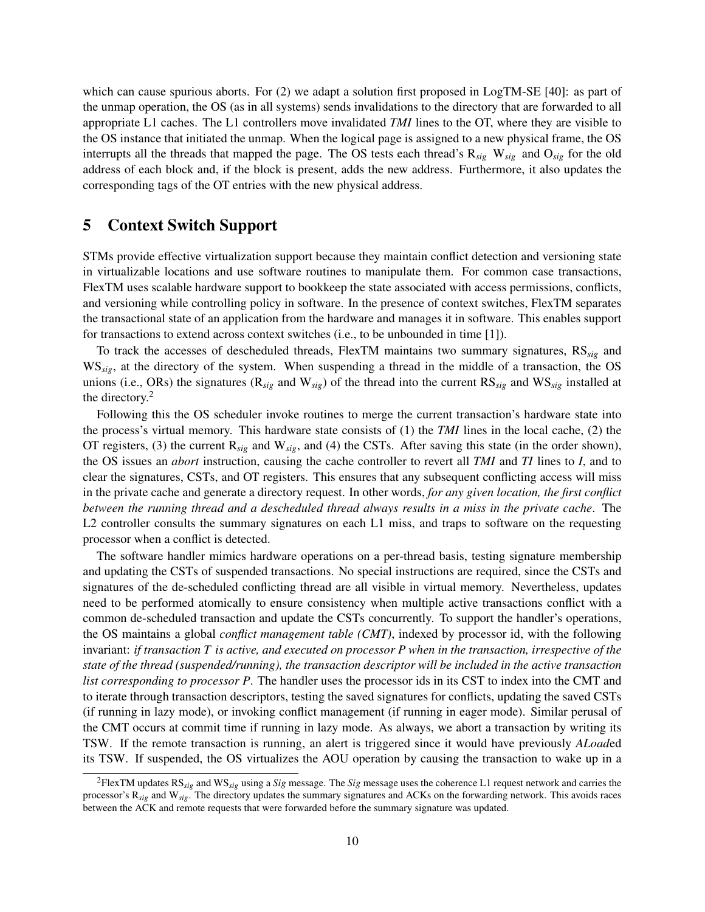which can cause spurious aborts. For (2) we adapt a solution first proposed in LogTM-SE [40]: as part of the unmap operation, the OS (as in all systems) sends invalidations to the directory that are forwarded to all appropriate L1 caches. The L1 controllers move invalidated *TMI* lines to the OT, where they are visible to the OS instance that initiated the unmap. When the logical page is assigned to a new physical frame, the OS interrupts all the threads that mapped the page. The OS tests each thread's $R_{sig}$ $W_{sig}$ and $O_{sig}$ for the old address of each block and, if the block is present, adds the new address. Furthermore, it also updates the corresponding tags of the OT entries with the new physical address.

## 5 Context Switch Support

STMs provide effective virtualization support because they maintain conflict detection and versioning state in virtualizable locations and use software routines to manipulate them. For common case transactions, FlexTM uses scalable hardware support to bookkeep the state associated with access permissions, conflicts, and versioning while controlling policy in software. In the presence of context switches, FlexTM separates the transactional state of an application from the hardware and manages it in software. This enables support for transactions to extend across context switches (i.e., to be unbounded in time [1]).

To track the accesses of descheduled threads, FlexTM maintains two summary signatures, $RS_{sig}$ and $WS_{sig}$, at the directory of the system. When suspending a thread in the middle of a transaction, the OS unions (i.e., ORs) the signatures ($R_{sig}$ and $W_{sig}$) of the thread into the current $RS_{sig}$ and $WS_{sig}$ installed at the directory.[2]

Following this the OS scheduler invoke routines to merge the current transaction's hardware state into the process's virtual memory. This hardware state consists of (1) the *TMI* lines in the local cache, (2) the OT registers, (3) the current $R_{sig}$ and $W_{sig}$, and (4) the CSTs. After saving this state (in the order shown), the OS issues an *abort* instruction, causing the cache controller to revert all *TMI* and *TI* lines to *I*, and to clear the signatures, CSTs, and OT registers. This ensures that any subsequent conflicting access will miss in the private cache and generate a directory request. In other words, *for any given location, the first conflict between the running thread and a descheduled thread always results in a miss in the private cache*. The L2 controller consults the summary signatures on each L1 miss, and traps to software on the requesting processor when a conflict is detected.

The software handler mimics hardware operations on a per-thread basis, testing signature membership and updating the CSTs of suspended transactions. No special instructions are required, since the CSTs and signatures of the de-scheduled conflicting thread are all visible in virtual memory. Nevertheless, updates need to be performed atomically to ensure consistency when multiple active transactions conflict with a common de-scheduled transaction and update the CSTs concurrently. To support the handler's operations, the OS maintains a global *conflict management table (CMT)*, indexed by processor id, with the following invariant: *if transaction T is active, and executed on processor P when in the transaction, irrespective of the state of the thread (suspended/running), the transaction descriptor will be included in the active transaction list corresponding to processor P*. The handler uses the processor ids in its CST to index into the CMT and to iterate through transaction descriptors, testing the saved signatures for conflicts, updating the saved CSTs (if running in lazy mode), or invoking conflict management (if running in eager mode). Similar perusal of the CMT occurs at commit time if running in lazy mode. As always, we abort a transaction by writing its TSW. If the remote transaction is running, an alert is triggered since it would have previously *ALoad*ed its TSW. If suspended, the OS virtualizes the AOU operation by causing the transaction to wake up in a

[2] FlexTM updates $RS_{sig}$ and $WS_{sig}$ using a *Sig* message. The *Sig* message uses the coherence L1 request network and carries the processor's $R_{sig}$ and $W_{sig}$. The directory updates the summary signatures and ACKs on the forwarding network. This avoids races between the ACK and remote requests that were forwarded before the summary signature was updated.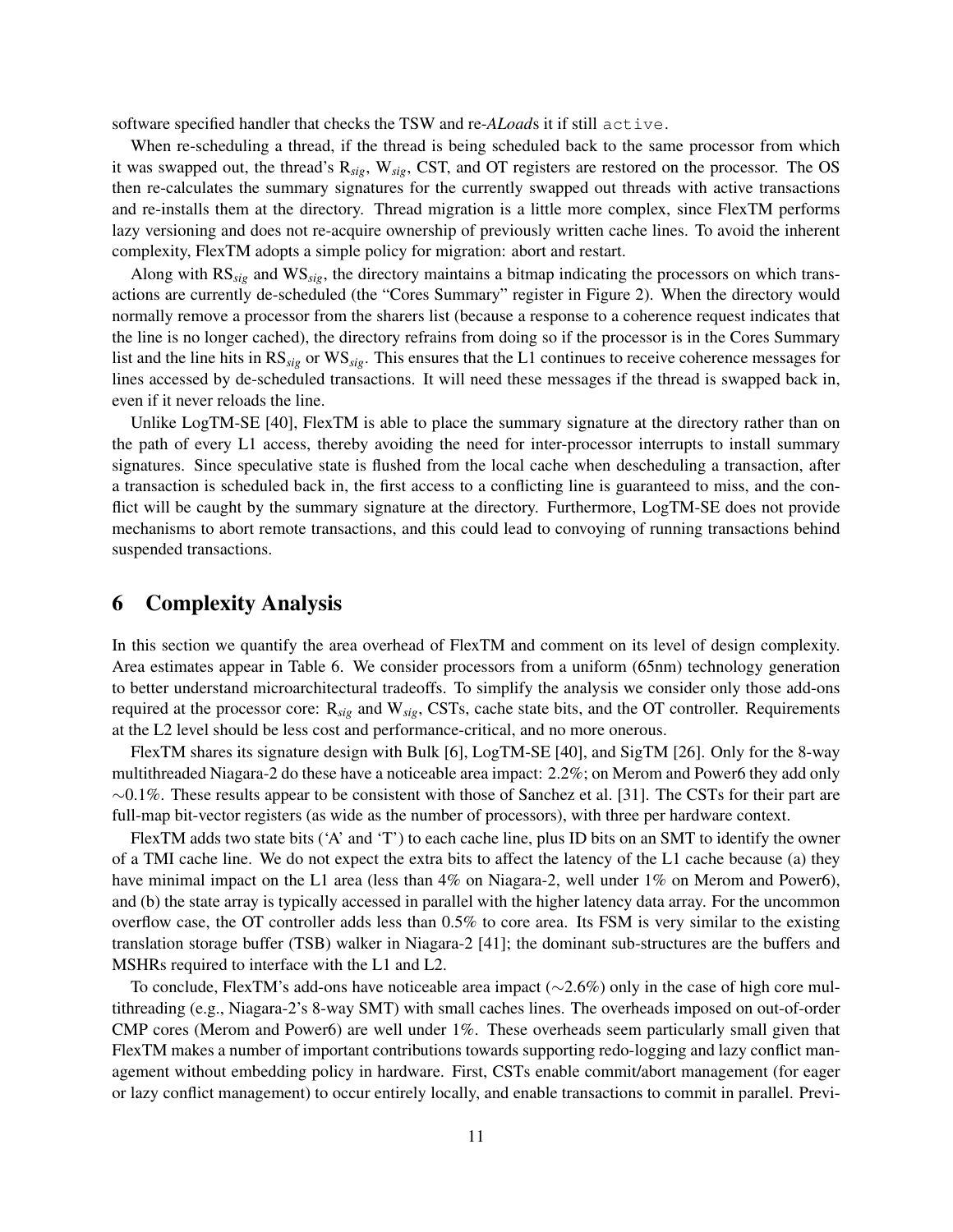software specified handler that checks the TSW and re-*ALoad*s it if still `active`.

When re-scheduling a thread, if the thread is being scheduled back to the same processor from which it was swapped out, the thread's $R_{sig}$, $W_{sig}$, CST, and OT registers are restored on the processor. The OS then re-calculates the summary signatures for the currently swapped out threads with active transactions and re-installs them at the directory. Thread migration is a little more complex, since FlexTM performs lazy versioning and does not re-acquire ownership of previously written cache lines. To avoid the inherent complexity, FlexTM adopts a simple policy for migration: abort and restart.

Along with $RS_{sig}$ and $WS_{sig}$, the directory maintains a bitmap indicating the processors on which transactions are currently de-scheduled (the "Cores Summary" register in Figure 2). When the directory would normally remove a processor from the sharers list (because a response to a coherence request indicates that the line is no longer cached), the directory refrains from doing so if the processor is in the Cores Summary list and the line hits in $RS_{sig}$ or $WS_{sig}$. This ensures that the L1 continues to receive coherence messages for lines accessed by de-scheduled transactions. It will need these messages if the thread is swapped back in, even if it never reloads the line.

Unlike LogTM-SE [40], FlexTM is able to place the summary signature at the directory rather than on the path of every L1 access, thereby avoiding the need for inter-processor interrupts to install summary signatures. Since speculative state is flushed from the local cache when descheduling a transaction, after a transaction is scheduled back in, the first access to a conflicting line is guaranteed to miss, and the conflict will be caught by the summary signature at the directory. Furthermore, LogTM-SE does not provide mechanisms to abort remote transactions, and this could lead to convoying of running transactions behind suspended transactions.

# 6 Complexity Analysis

In this section we quantify the area overhead of FlexTM and comment on its level of design complexity. Area estimates appear in Table 6. We consider processors from a uniform (65nm) technology generation to better understand microarchitectural tradeoffs. To simplify the analysis we consider only those add-ons required at the processor core: $R_{sig}$ and $W_{sig}$, CSTs, cache state bits, and the OT controller. Requirements at the L2 level should be less cost and performance-critical, and no more onerous.

FlexTM shares its signature design with Bulk [6], LogTM-SE [40], and SigTM [26]. Only for the 8-way multithreaded Niagara-2 do these have a noticeable area impact: 2.2%; on Merom and Power6 they add only $\sim$0.1%. These results appear to be consistent with those of Sanchez et al. [31]. The CSTs for their part are full-map bit-vector registers (as wide as the number of processors), with three per hardware context.

FlexTM adds two state bits ('A' and 'T') to each cache line, plus ID bits on an SMT to identify the owner of a TMI cache line. We do not expect the extra bits to affect the latency of the L1 cache because (a) they have minimal impact on the L1 area (less than 4% on Niagara-2, well under 1% on Merom and Power6), and (b) the state array is typically accessed in parallel with the higher latency data array. For the uncommon overflow case, the OT controller adds less than 0.5% to core area. Its FSM is very similar to the existing translation storage buffer (TSB) walker in Niagara-2 [41]; the dominant sub-structures are the buffers and MSHRs required to interface with the L1 and L2.

To conclude, FlexTM's add-ons have noticeable area impact ($\sim$2.6%) only in the case of high core multithreading (e.g., Niagara-2's 8-way SMT) with small caches lines. The overheads imposed on out-of-order CMP cores (Merom and Power6) are well under 1%. These overheads seem particularly small given that FlexTM makes a number of important contributions towards supporting redo-logging and lazy conflict management without embedding policy in hardware. First, CSTs enable commit/abort management (for eager or lazy conflict management) to occur entirely locally, and enable transactions to commit in parallel. Previ-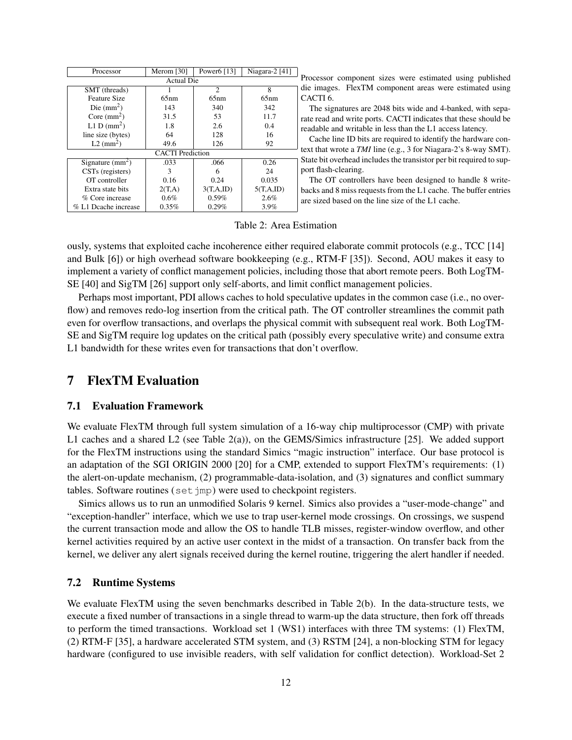| Processor | Merom [30] | Power6 [13] | Niagara-2 [41] |
|---|---|---|---|
| Actual Die | | | |
| SMT (threads) | 1 | 2 | 8 |
| Feature Size | 65nm | 65nm | 65nm |
| Die (mm$^2$) | 143 | 340 | 342 |
| Core (mm$^2$) | 31.5 | 53 | 11.7 |
| L1 D (mm$^2$) | 1.8 | 2.6 | 0.4 |
| line size (bytes) | 64 | 128 | 16 |
| L2 (mm$^2$) | 49.6 | 126 | 92 |
| CACTI Prediction | | | |
| Signature (mm$^2$) | .033 | .066 | 0.26 |
| CSTs (registers) | 3 | 6 | 24 |
| OT controller | 0.16 | 0.24 | 0.035 |
| Extra state bits | 2(T,A) | 3(T,A,ID) | 5(T,A,ID) |
| % Core increase | 0.6% | 0.59% | 2.6% |
| % L1 Dcache increase | 0.35% | 0.29% | 3.9% |

Processor component sizes were estimated using published die images. FlexTM component areas were estimated using CACTI 6.

The signatures are 2048 bits wide and 4-banked, with separate read and write ports. CACTI indicates that these should be readable and writable in less than the L1 access latency.

Cache line ID bits are required to identify the hardware context that wrote a *TMI* line (e.g., 3 for Niagara-2's 8-way SMT). State bit overhead includes the transistor per bit required to support flash-clearing.

The OT controllers have been designed to handle 8 write-backs and 8 miss requests from the L1 cache. The buffer entries are sized based on the line size of the L1 cache.

Table 2: Area Estimation

ously, systems that exploited cache incoherence either required elaborate commit protocols (e.g., TCC [14] and Bulk [6]) or high overhead software bookkeeping (e.g., RTM-F [35]). Second, AOU makes it easy to implement a variety of conflict management policies, including those that abort remote peers. Both LogTM-SE [40] and SigTM [26] support only self-aborts, and limit conflict management policies.

Perhaps most important, PDI allows caches to hold speculative updates in the common case (i.e., no overflow) and removes redo-log insertion from the critical path. The OT controller streamlines the commit path even for overflow transactions, and overlaps the physical commit with subsequent real work. Both LogTM-SE and SigTM require log updates on the critical path (possibly every speculative write) and consume extra L1 bandwidth for these writes even for transactions that don't overflow.

# 7 FlexTM Evaluation

## 7.1 Evaluation Framework

We evaluate FlexTM through full system simulation of a 16-way chip multiprocessor (CMP) with private L1 caches and a shared L2 (see Table 2(a)), on the GEMS/Simics infrastructure [25]. We added support for the FlexTM instructions using the standard Simics "magic instruction" interface. Our base protocol is an adaptation of the SGI ORIGIN 2000 [20] for a CMP, extended to support FlexTM's requirements: (1) the alert-on-update mechanism, (2) programmable-data-isolation, and (3) signatures and conflict summary tables. Software routines (`setjmp`) were used to checkpoint registers.

Simics allows us to run an unmodified Solaris 9 kernel. Simics also provides a "user-mode-change" and "exception-handler" interface, which we use to trap user-kernel mode crossings. On crossings, we suspend the current transaction mode and allow the OS to handle TLB misses, register-window overflow, and other kernel activities required by an active user context in the midst of a transaction. On transfer back from the kernel, we deliver any alert signals received during the kernel routine, triggering the alert handler if needed.

## 7.2 Runtime Systems

We evaluate FlexTM using the seven benchmarks described in Table 2(b). In the data-structure tests, we execute a fixed number of transactions in a single thread to warm-up the data structure, then fork off threads to perform the timed transactions. Workload set 1 (WS1) interfaces with three TM systems: (1) FlexTM, (2) RTM-F [35], a hardware accelerated STM system, and (3) RSTM [24], a non-blocking STM for legacy hardware (configured to use invisible readers, with self validation for conflict detection). Workload-Set 2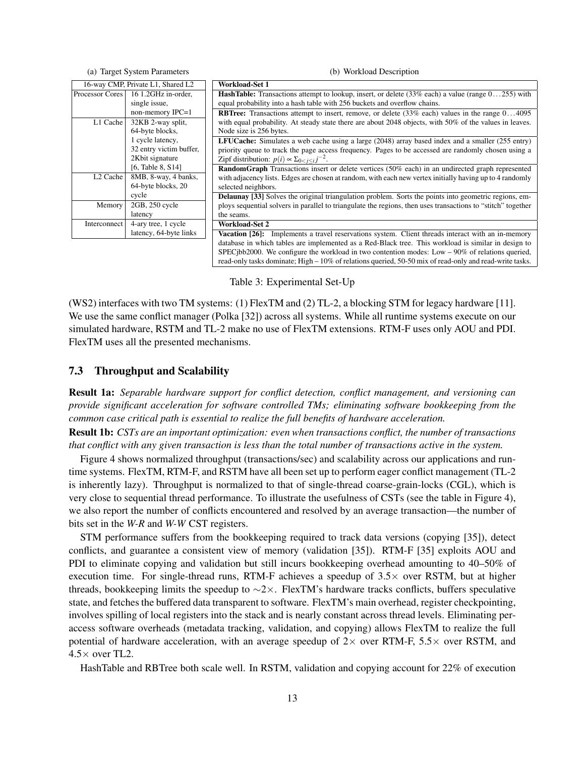(a) Target System Parameters

| 16-way CMP, Private L1, Shared L2 | |
|---|---|
| Processor Cores | 16 1.2GHz in-order, single issue, non-memory IPC=1 |
| L1 Cache | 32KB 2-way split, 64-byte blocks, 1 cycle latency, 32 entry victim buffer, 2Kbit signature [6, Table 8, S14] |
| L2 Cache | 8MB, 8-way, 4 banks, 64-byte blocks, 20 cycle |
| Memory | 2GB, 250 cycle latency |
| Interconnect | 4-ary tree, 1 cycle latency, 64-byte links |

(b) Workload Description

| **Workload-Set 1** |
|---|
| **HashTable:** Transactions attempt to lookup, insert, or delete (33% each) a value (range $0 \ldots 255$) with equal probability into a hash table with 256 buckets and overflow chains. |
| **RBTree:** Transactions attempt to insert, remove, or delete (33% each) values in the range $0 \ldots 4095$ with equal probability. At steady state there are about 2048 objects, with 50% of the values in leaves. Node size is 256 bytes. |
| **LFUCache:** Simulates a web cache using a large (2048) array based index and a smaller (255 entry) priority queue to track the page access frequency. Pages to be accessed are randomly chosen using a Zipf distribution: $p(i) \propto \Sigma_{0<j\leq i} j^{-2}$. |
| **RandomGraph** Transactions insert or delete vertices (50% each) in an undirected graph represented with adjacency lists. Edges are chosen at random, with each new vertex initially having up to 4 randomly selected neighbors. |
| **Delaunay [33]** Solves the original triangulation problem. Sorts the points into geometric regions, employs sequential solvers in parallel to triangulate the regions, then uses transactions to "stitch" together the seams. |
| **Workload-Set 2** |
| **Vacation [26]:** Implements a travel reservations system. Client threads interact with an in-memory database in which tables are implemented as a Red-Black tree. This workload is similar in design to SPECjbb2000. We configure the workload in two contention modes: Low – 90% of relations queried, read-only tasks dominate; High – 10% of relations queried, 50-50 mix of read-only and read-write tasks. |

Table 3: Experimental Set-Up

(WS2) interfaces with two TM systems: (1) FlexTM and (2) TL-2, a blocking STM for legacy hardware [11]. We use the same conflict manager (Polka [32]) across all systems. While all runtime systems execute on our simulated hardware, RSTM and TL-2 make no use of FlexTM extensions. RTM-F uses only AOU and PDI. FlexTM uses all the presented mechanisms.

### 7.3 Throughput and Scalability

**Result 1a:** *Separable hardware support for conflict detection, conflict management, and versioning can provide significant acceleration for software controlled TMs; eliminating software bookkeeping from the common case critical path is essential to realize the full benefits of hardware acceleration.*

**Result 1b:** *CSTs are an important optimization: even when transactions conflict, the number of transactions that conflict with any given transaction is less than the total number of transactions active in the system.*

Figure 4 shows normalized throughput (transactions/sec) and scalability across our applications and runtime systems. FlexTM, RTM-F, and RSTM have all been set up to perform eager conflict management (TL-2 is inherently lazy). Throughput is normalized to that of single-thread coarse-grain-locks (CGL), which is very close to sequential thread performance. To illustrate the usefulness of CSTs (see the table in Figure 4), we also report the number of conflicts encountered and resolved by an average transaction—the number of bits set in the *W-R* and *W-W* CST registers.

STM performance suffers from the bookkeeping required to track data versions (copying [35]), detect conflicts, and guarantee a consistent view of memory (validation [35]). RTM-F [35] exploits AOU and PDI to eliminate copying and validation but still incurs bookkeeping overhead amounting to 40–50% of execution time. For single-thread runs, RTM-F achieves a speedup of 3.5× over RSTM, but at higher threads, bookkeeping limits the speedup to ∼2×. FlexTM's hardware tracks conflicts, buffers speculative state, and fetches the buffered data transparent to software. FlexTM's main overhead, register checkpointing, involves spilling of local registers into the stack and is nearly constant across thread levels. Eliminating per-access software overheads (metadata tracking, validation, and copying) allows FlexTM to realize the full potential of hardware acceleration, with an average speedup of 2× over RTM-F, 5.5× over RSTM, and 4.5× over TL2.

HashTable and RBTree both scale well. In RSTM, validation and copying account for 22% of execution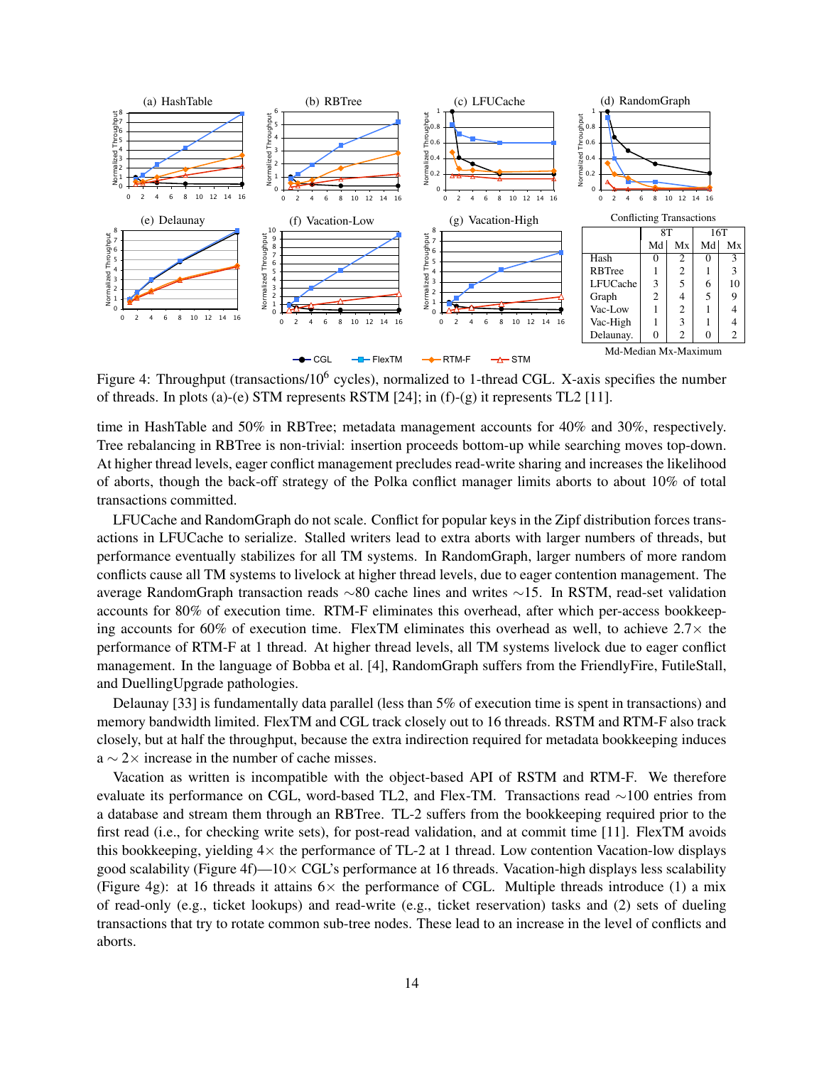Conflicting Transactions

| | 8T | | 16T | |
|---|---|---|---|---|
| | Md | Mx | Md | Mx |
| Hash | 0 | 2 | 0 | 3 |
| RBTree | 1 | 2 | 1 | 3 |
| LFUCache | 3 | 5 | 6 | 10 |
| Graph | 2 | 4 | 5 | 9 |
| Vac-Low | 1 | 2 | 1 | 4 |
| Vac-High | 1 | 3 | 1 | 4 |
| Delaunay. | 0 | 2 | 0 | 2 |

Md-Median Mx-Maximum

Figure 4: Throughput (transactions/$10^6$ cycles), normalized to 1-thread CGL. X-axis specifies the number of threads. In plots (a)-(e) STM represents RSTM [24]; in (f)-(g) it represents TL2 [11].

time in HashTable and 50% in RBTree; metadata management accounts for 40% and 30%, respectively. Tree rebalancing in RBTree is non-trivial: insertion proceeds bottom-up while searching moves top-down. At higher thread levels, eager conflict management precludes read-write sharing and increases the likelihood of aborts, though the back-off strategy of the Polka conflict manager limits aborts to about 10% of total transactions committed.

LFUCache and RandomGraph do not scale. Conflict for popular keys in the Zipf distribution forces transactions in LFUCache to serialize. Stalled writers lead to extra aborts with larger numbers of threads, but performance eventually stabilizes for all TM systems. In RandomGraph, larger numbers of more random conflicts cause all TM systems to livelock at higher thread levels, due to eager contention management. The average RandomGraph transaction reads ~80 cache lines and writes ~15. In RSTM, read-set validation accounts for 80% of execution time. RTM-F eliminates this overhead, after which per-access bookkeeping accounts for 60% of execution time. FlexTM eliminates this overhead as well, to achieve 2.7× the performance of RTM-F at 1 thread. At higher thread levels, all TM systems livelock due to eager conflict management. In the language of Bobba et al. [4], RandomGraph suffers from the FriendlyFire, FutileStall, and DuellingUpgrade pathologies.

Delaunay [33] is fundamentally data parallel (less than 5% of execution time is spent in transactions) and memory bandwidth limited. FlexTM and CGL track closely out to 16 threads. RSTM and RTM-F also track closely, but at half the throughput, because the extra indirection required for metadata bookkeeping induces a ~2× increase in the number of cache misses.

Vacation as written is incompatible with the object-based API of RSTM and RTM-F. We therefore evaluate its performance on CGL, word-based TL2, and Flex-TM. Transactions read ~100 entries from a database and stream them through an RBTree. TL-2 suffers from the bookkeeping required prior to the first read (i.e., for checking write sets), for post-read validation, and at commit time [11]. FlexTM avoids this bookkeeping, yielding 4× the performance of TL-2 at 1 thread. Low contention Vacation-low displays good scalability (Figure 4f)—10× CGL's performance at 16 threads. Vacation-high displays less scalability (Figure 4g): at 16 threads it attains 6× the performance of CGL. Multiple threads introduce (1) a mix of read-only (e.g., ticket lookups) and read-write (e.g., ticket reservation) tasks and (2) sets of dueling transactions that try to rotate common sub-tree nodes. These lead to an increase in the level of conflicts and aborts.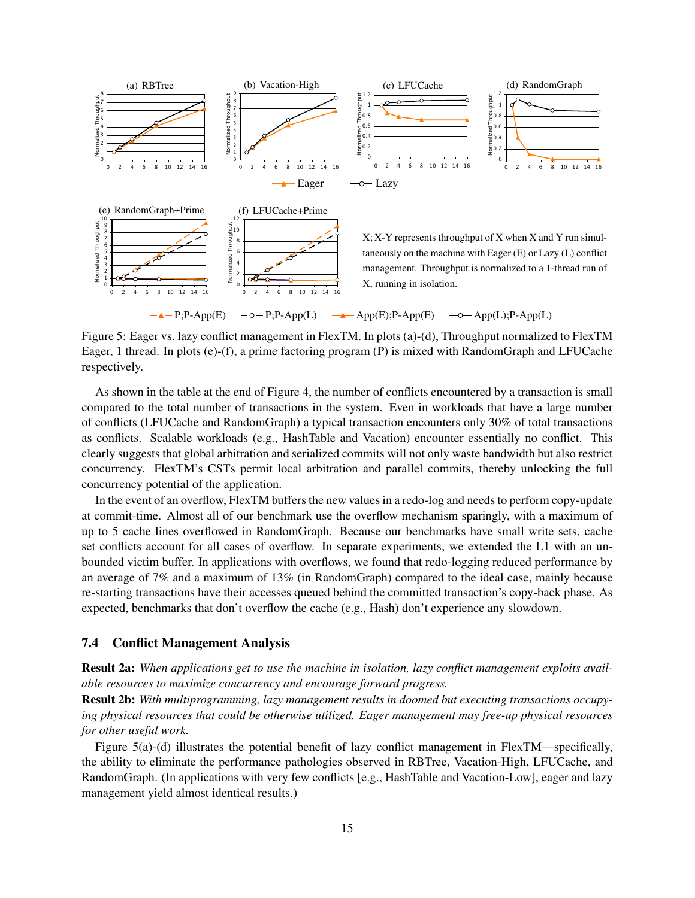X; X-Y represents throughput of X when X and Y run simultaneously on the machine with Eager (E) or Lazy (L) conflict management. Throughput is normalized to a 1-thread run of X, running in isolation.

Figure 5: Eager vs. lazy conflict management in FlexTM. In plots (a)-(d), Throughput normalized to FlexTM Eager, 1 thread. In plots (e)-(f), a prime factoring program (P) is mixed with RandomGraph and LFUCache respectively.

As shown in the table at the end of Figure 4, the number of conflicts encountered by a transaction is small compared to the total number of transactions in the system. Even in workloads that have a large number of conflicts (LFUCache and RandomGraph) a typical transaction encounters only 30% of total transactions as conflicts. Scalable workloads (e.g., HashTable and Vacation) encounter essentially no conflict. This clearly suggests that global arbitration and serialized commits will not only waste bandwidth but also restrict concurrency. FlexTM's CSTs permit local arbitration and parallel commits, thereby unlocking the full concurrency potential of the application.

In the event of an overflow, FlexTM buffers the new values in a redo-log and needs to perform copy-update at commit-time. Almost all of our benchmark use the overflow mechanism sparingly, with a maximum of up to 5 cache lines overflowed in RandomGraph. Because our benchmarks have small write sets, cache set conflicts account for all cases of overflow. In separate experiments, we extended the L1 with an unbounded victim buffer. In applications with overflows, we found that redo-logging reduced performance by an average of 7% and a maximum of 13% (in RandomGraph) compared to the ideal case, mainly because re-starting transactions have their accesses queued behind the committed transaction's copy-back phase. As expected, benchmarks that don't overflow the cache (e.g., Hash) don't experience any slowdown.

## 7.4 Conflict Management Analysis

**Result 2a:** *When applications get to use the machine in isolation, lazy conflict management exploits available resources to maximize concurrency and encourage forward progress.*

**Result 2b:** *With multiprogramming, lazy management results in doomed but executing transactions occupying physical resources that could be otherwise utilized. Eager management may free-up physical resources for other useful work.*

Figure 5(a)-(d) illustrates the potential benefit of lazy conflict management in FlexTM—specifically, the ability to eliminate the performance pathologies observed in RBTree, Vacation-High, LFUCache, and RandomGraph. (In applications with very few conflicts [e.g., HashTable and Vacation-Low], eager and lazy management yield almost identical results.)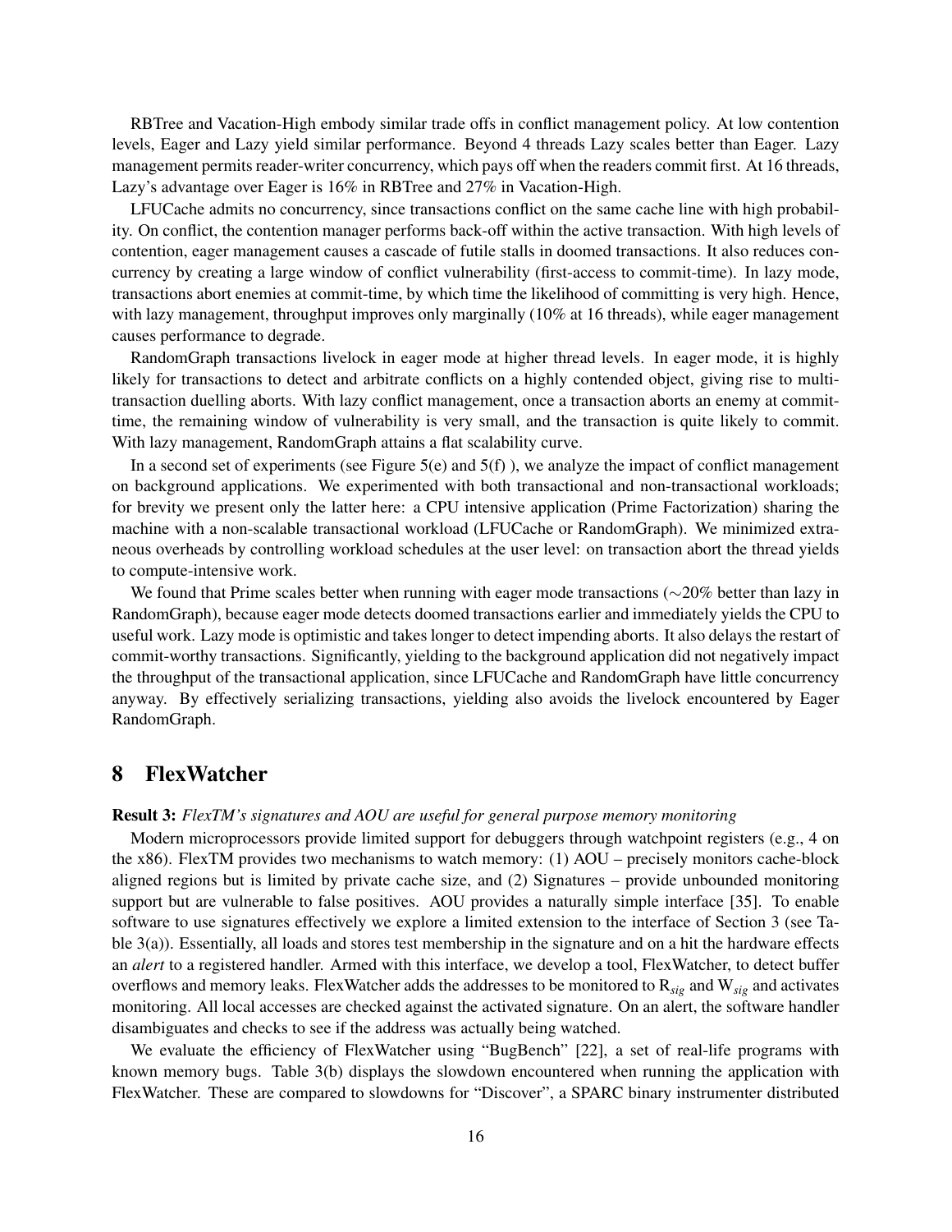RBTree and Vacation-High embody similar trade offs in conflict management policy. At low contention levels, Eager and Lazy yield similar performance. Beyond 4 threads Lazy scales better than Eager. Lazy management permits reader-writer concurrency, which pays off when the readers commit first. At 16 threads, Lazy's advantage over Eager is 16% in RBTree and 27% in Vacation-High.

LFUCache admits no concurrency, since transactions conflict on the same cache line with high probability. On conflict, the contention manager performs back-off within the active transaction. With high levels of contention, eager management causes a cascade of futile stalls in doomed transactions. It also reduces concurrency by creating a large window of conflict vulnerability (first-access to commit-time). In lazy mode, transactions abort enemies at commit-time, by which time the likelihood of committing is very high. Hence, with lazy management, throughput improves only marginally (10% at 16 threads), while eager management causes performance to degrade.

RandomGraph transactions livelock in eager mode at higher thread levels. In eager mode, it is highly likely for transactions to detect and arbitrate conflicts on a highly contended object, giving rise to multi-transaction duelling aborts. With lazy conflict management, once a transaction aborts an enemy at commit-time, the remaining window of vulnerability is very small, and the transaction is quite likely to commit. With lazy management, RandomGraph attains a flat scalability curve.

In a second set of experiments (see Figure 5(e) and 5(f) ), we analyze the impact of conflict management on background applications. We experimented with both transactional and non-transactional workloads; for brevity we present only the latter here: a CPU intensive application (Prime Factorization) sharing the machine with a non-scalable transactional workload (LFUCache or RandomGraph). We minimized extraneous overheads by controlling workload schedules at the user level: on transaction abort the thread yields to compute-intensive work.

We found that Prime scales better when running with eager mode transactions ($\sim$20% better than lazy in RandomGraph), because eager mode detects doomed transactions earlier and immediately yields the CPU to useful work. Lazy mode is optimistic and takes longer to detect impending aborts. It also delays the restart of commit-worthy transactions. Significantly, yielding to the background application did not negatively impact the throughput of the transactional application, since LFUCache and RandomGraph have little concurrency anyway. By effectively serializing transactions, yielding also avoids the livelock encountered by Eager RandomGraph.

# 8 FlexWatcher

**Result 3:** *FlexTM's signatures and AOU are useful for general purpose memory monitoring*

Modern microprocessors provide limited support for debuggers through watchpoint registers (e.g., 4 on the x86). FlexTM provides two mechanisms to watch memory: (1) AOU – precisely monitors cache-block aligned regions but is limited by private cache size, and (2) Signatures – provide unbounded monitoring support but are vulnerable to false positives. AOU provides a naturally simple interface [35]. To enable software to use signatures effectively we explore a limited extension to the interface of Section 3 (see Table 3(a)). Essentially, all loads and stores test membership in the signature and on a hit the hardware effects an *alert* to a registered handler. Armed with this interface, we develop a tool, FlexWatcher, to detect buffer overflows and memory leaks. FlexWatcher adds the addresses to be monitored to $R_{sig}$ and $W_{sig}$ and activates monitoring. All local accesses are checked against the activated signature. On an alert, the software handler disambiguates and checks to see if the address was actually being watched.

We evaluate the efficiency of FlexWatcher using "BugBench" [22], a set of real-life programs with known memory bugs. Table 3(b) displays the slowdown encountered when running the application with FlexWatcher. These are compared to slowdowns for "Discover", a SPARC binary instrumenter distributed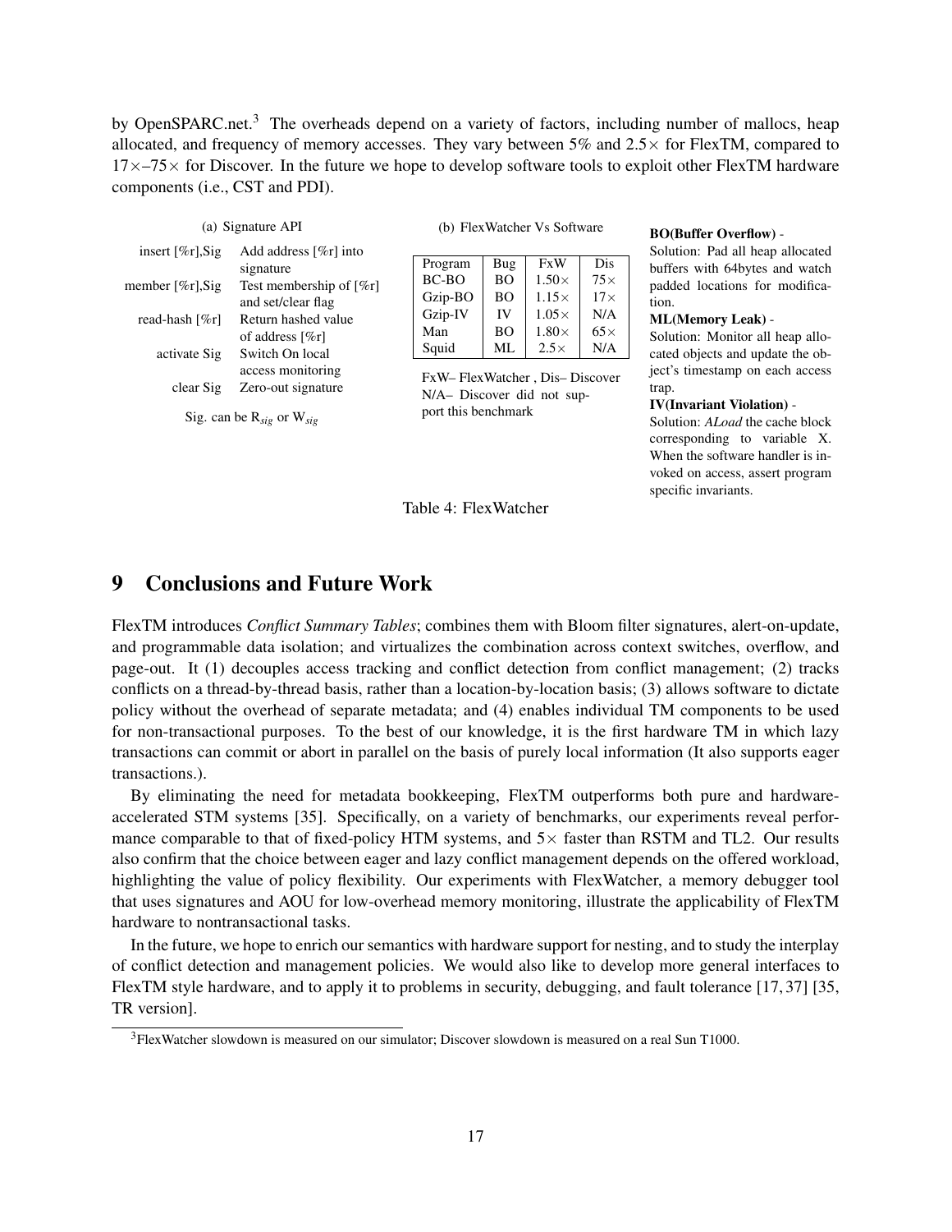by OpenSPARC.net.[3] The overheads depend on a variety of factors, including number of mallocs, heap allocated, and frequency of memory accesses. They vary between 5% and 2.5× for FlexTM, compared to 17×–75× for Discover. In the future we hope to develop software tools to exploit other FlexTM hardware components (i.e., CST and PDI).

(a) Signature API

| | |
|---|---|
| insert [%r],Sig | Add address [%r] into signature |
| member [%r],Sig | Test membership of [%r] and set/clear flag |
| read-hash [%r] | Return hashed value of address [%r] |
| activate Sig | Switch On local access monitoring |
| clear Sig | Zero-out signature |

Sig. can be $R_{sig}$ or $W_{sig}$

(b) FlexWatcher Vs Software

| Program | Bug | FxW | Dis |
|---|---|---|---|
| BC-BO | BO | 1.50× | 75× |
| Gzip-BO | BO | 1.15× | 17× |
| Gzip-IV | IV | 1.05× | N/A |
| Man | BO | 1.80× | 65× |
| Squid | ML | 2.5× | N/A |

FxW– FlexWatcher , Dis– Discover
N/A– Discover did not support this benchmark

**BO(Buffer Overflow)** - Solution: Pad all heap allocated buffers with 64bytes and watch padded locations for modification.

**ML(Memory Leak)** - Solution: Monitor all heap allocated objects and update the object's timestamp on each access trap.

**IV(Invariant Violation)** - Solution: *ALoad* the cache block corresponding to variable X. When the software handler is invoked on access, assert program specific invariants.

Table 4: FlexWatcher

# 9 Conclusions and Future Work

FlexTM introduces *Conflict Summary Tables*; combines them with Bloom filter signatures, alert-on-update, and programmable data isolation; and virtualizes the combination across context switches, overflow, and page-out. It (1) decouples access tracking and conflict detection from conflict management; (2) tracks conflicts on a thread-by-thread basis, rather than a location-by-location basis; (3) allows software to dictate policy without the overhead of separate metadata; and (4) enables individual TM components to be used for non-transactional purposes. To the best of our knowledge, it is the first hardware TM in which lazy transactions can commit or abort in parallel on the basis of purely local information (It also supports eager transactions.).

By eliminating the need for metadata bookkeeping, FlexTM outperforms both pure and hardware-accelerated STM systems [35]. Specifically, on a variety of benchmarks, our experiments reveal performance comparable to that of fixed-policy HTM systems, and 5× faster than RSTM and TL2. Our results also confirm that the choice between eager and lazy conflict management depends on the offered workload, highlighting the value of policy flexibility. Our experiments with FlexWatcher, a memory debugger tool that uses signatures and AOU for low-overhead memory monitoring, illustrate the applicability of FlexTM hardware to nontransactional tasks.

In the future, we hope to enrich our semantics with hardware support for nesting, and to study the interplay of conflict detection and management policies. We would also like to develop more general interfaces to FlexTM style hardware, and to apply it to problems in security, debugging, and fault tolerance [17, 37] [35, TR version].

[3] FlexWatcher slowdown is measured on our simulator; Discover slowdown is measured on a real Sun T1000.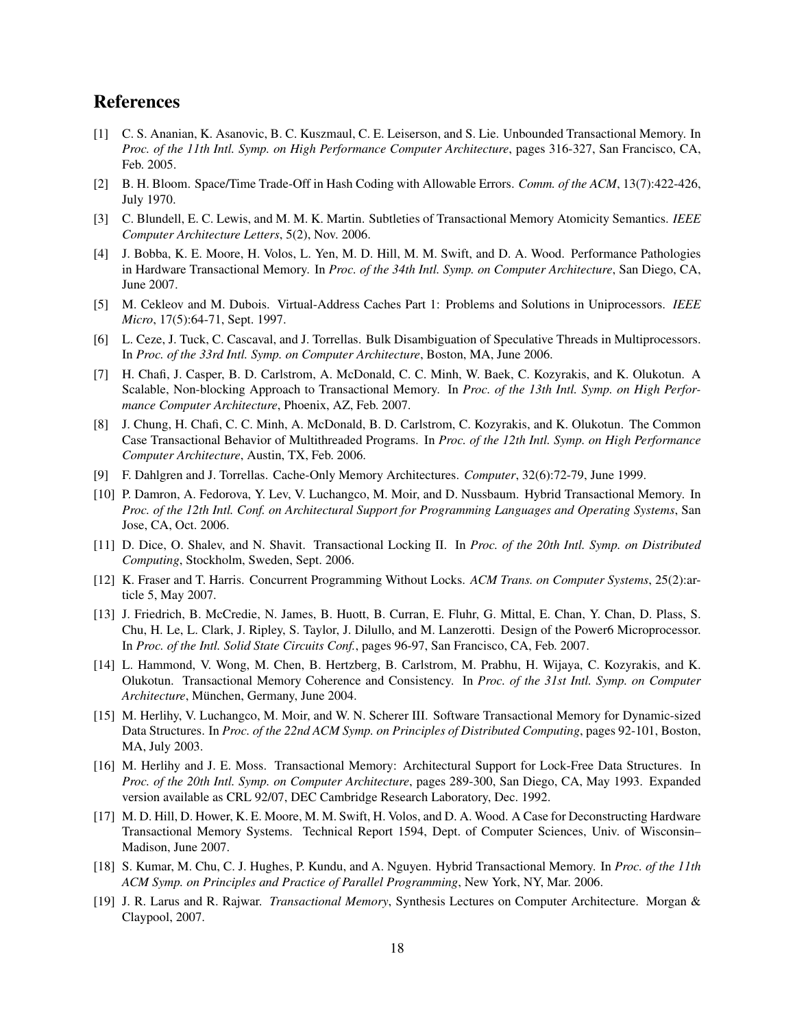## References

[1] C. S. Ananian, K. Asanovic, B. C. Kuszmaul, C. E. Leiserson, and S. Lie. Unbounded Transactional Memory. In *Proc. of the 11th Intl. Symp. on High Performance Computer Architecture*, pages 316-327, San Francisco, CA, Feb. 2005.

[2] B. H. Bloom. Space/Time Trade-Off in Hash Coding with Allowable Errors. *Comm. of the ACM*, 13(7):422-426, July 1970.

[3] C. Blundell, E. C. Lewis, and M. M. K. Martin. Subtleties of Transactional Memory Atomicity Semantics. *IEEE Computer Architecture Letters*, 5(2), Nov. 2006.

[4] J. Bobba, K. E. Moore, H. Volos, L. Yen, M. D. Hill, M. M. Swift, and D. A. Wood. Performance Pathologies in Hardware Transactional Memory. In *Proc. of the 34th Intl. Symp. on Computer Architecture*, San Diego, CA, June 2007.

[5] M. Cekleov and M. Dubois. Virtual-Address Caches Part 1: Problems and Solutions in Uniprocessors. *IEEE Micro*, 17(5):64-71, Sept. 1997.

[6] L. Ceze, J. Tuck, C. Cascaval, and J. Torrellas. Bulk Disambiguation of Speculative Threads in Multiprocessors. In *Proc. of the 33rd Intl. Symp. on Computer Architecture*, Boston, MA, June 2006.

[7] H. Chafi, J. Casper, B. D. Carlstrom, A. McDonald, C. C. Minh, W. Baek, C. Kozyrakis, and K. Olukotun. A Scalable, Non-blocking Approach to Transactional Memory. In *Proc. of the 13th Intl. Symp. on High Performance Computer Architecture*, Phoenix, AZ, Feb. 2007.

[8] J. Chung, H. Chafi, C. C. Minh, A. McDonald, B. D. Carlstrom, C. Kozyrakis, and K. Olukotun. The Common Case Transactional Behavior of Multithreaded Programs. In *Proc. of the 12th Intl. Symp. on High Performance Computer Architecture*, Austin, TX, Feb. 2006.

[9] F. Dahlgren and J. Torrellas. Cache-Only Memory Architectures. *Computer*, 32(6):72-79, June 1999.

[10] P. Damron, A. Fedorova, Y. Lev, V. Luchangco, M. Moir, and D. Nussbaum. Hybrid Transactional Memory. In *Proc. of the 12th Intl. Conf. on Architectural Support for Programming Languages and Operating Systems*, San Jose, CA, Oct. 2006.

[11] D. Dice, O. Shalev, and N. Shavit. Transactional Locking II. In *Proc. of the 20th Intl. Symp. on Distributed Computing*, Stockholm, Sweden, Sept. 2006.

[12] K. Fraser and T. Harris. Concurrent Programming Without Locks. *ACM Trans. on Computer Systems*, 25(2):article 5, May 2007.

[13] J. Friedrich, B. McCredie, N. James, B. Huott, B. Curran, E. Fluhr, G. Mittal, E. Chan, Y. Chan, D. Plass, S. Chu, H. Le, L. Clark, J. Ripley, S. Taylor, J. Dilullo, and M. Lanzerotti. Design of the Power6 Microprocessor. In *Proc. of the Intl. Solid State Circuits Conf.*, pages 96-97, San Francisco, CA, Feb. 2007.

[14] L. Hammond, V. Wong, M. Chen, B. Hertzberg, B. Carlstrom, M. Prabhu, H. Wijaya, C. Kozyrakis, and K. Olukotun. Transactional Memory Coherence and Consistency. In *Proc. of the 31st Intl. Symp. on Computer Architecture*, München, Germany, June 2004.

[15] M. Herlihy, V. Luchangco, M. Moir, and W. N. Scherer III. Software Transactional Memory for Dynamic-sized Data Structures. In *Proc. of the 22nd ACM Symp. on Principles of Distributed Computing*, pages 92-101, Boston, MA, July 2003.

[16] M. Herlihy and J. E. Moss. Transactional Memory: Architectural Support for Lock-Free Data Structures. In *Proc. of the 20th Intl. Symp. on Computer Architecture*, pages 289-300, San Diego, CA, May 1993. Expanded version available as CRL 92/07, DEC Cambridge Research Laboratory, Dec. 1992.

[17] M. D. Hill, D. Hower, K. E. Moore, M. M. Swift, H. Volos, and D. A. Wood. A Case for Deconstructing Hardware Transactional Memory Systems. Technical Report 1594, Dept. of Computer Sciences, Univ. of Wisconsin–Madison, June 2007.

[18] S. Kumar, M. Chu, C. J. Hughes, P. Kundu, and A. Nguyen. Hybrid Transactional Memory. In *Proc. of the 11th ACM Symp. on Principles and Practice of Parallel Programming*, New York, NY, Mar. 2006.

[19] J. R. Larus and R. Rajwar. *Transactional Memory*, Synthesis Lectures on Computer Architecture. Morgan & Claypool, 2007.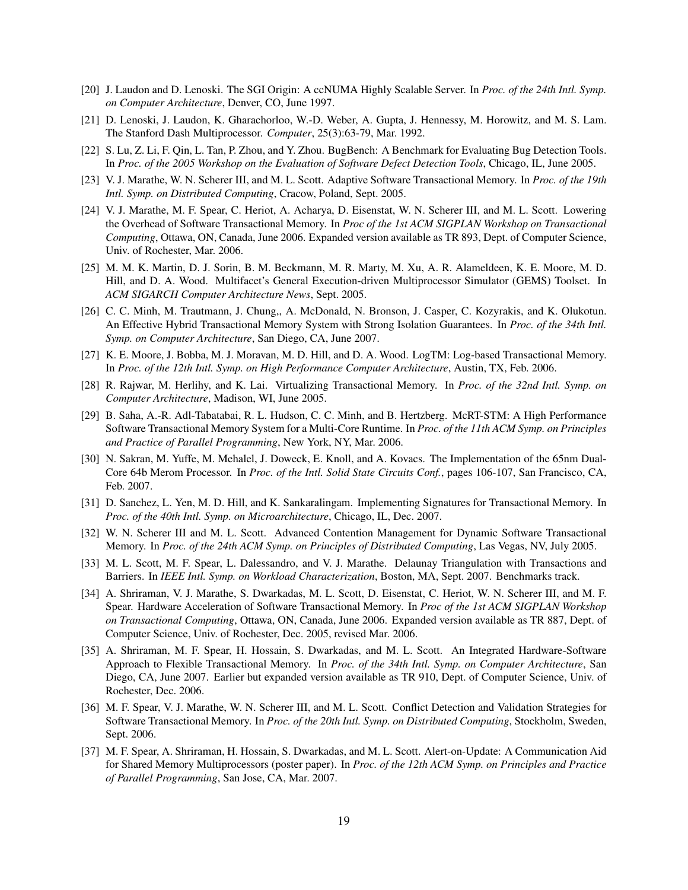[20] J. Laudon and D. Lenoski. The SGI Origin: A ccNUMA Highly Scalable Server. In *Proc. of the 24th Intl. Symp. on Computer Architecture*, Denver, CO, June 1997.

[21] D. Lenoski, J. Laudon, K. Gharachorloo, W.-D. Weber, A. Gupta, J. Hennessy, M. Horowitz, and M. S. Lam. The Stanford Dash Multiprocessor. *Computer*, 25(3):63-79, Mar. 1992.

[22] S. Lu, Z. Li, F. Qin, L. Tan, P. Zhou, and Y. Zhou. BugBench: A Benchmark for Evaluating Bug Detection Tools. In *Proc. of the 2005 Workshop on the Evaluation of Software Defect Detection Tools*, Chicago, IL, June 2005.

[23] V. J. Marathe, W. N. Scherer III, and M. L. Scott. Adaptive Software Transactional Memory. In *Proc. of the 19th Intl. Symp. on Distributed Computing*, Cracow, Poland, Sept. 2005.

[24] V. J. Marathe, M. F. Spear, C. Heriot, A. Acharya, D. Eisenstat, W. N. Scherer III, and M. L. Scott. Lowering the Overhead of Software Transactional Memory. In *Proc of the 1st ACM SIGPLAN Workshop on Transactional Computing*, Ottawa, ON, Canada, June 2006. Expanded version available as TR 893, Dept. of Computer Science, Univ. of Rochester, Mar. 2006.

[25] M. M. K. Martin, D. J. Sorin, B. M. Beckmann, M. R. Marty, M. Xu, A. R. Alameldeen, K. E. Moore, M. D. Hill, and D. A. Wood. Multifacet's General Execution-driven Multiprocessor Simulator (GEMS) Toolset. In *ACM SIGARCH Computer Architecture News*, Sept. 2005.

[26] C. C. Minh, M. Trautmann, J. Chung,, A. McDonald, N. Bronson, J. Casper, C. Kozyrakis, and K. Olukotun. An Effective Hybrid Transactional Memory System with Strong Isolation Guarantees. In *Proc. of the 34th Intl. Symp. on Computer Architecture*, San Diego, CA, June 2007.

[27] K. E. Moore, J. Bobba, M. J. Moravan, M. D. Hill, and D. A. Wood. LogTM: Log-based Transactional Memory. In *Proc. of the 12th Intl. Symp. on High Performance Computer Architecture*, Austin, TX, Feb. 2006.

[28] R. Rajwar, M. Herlihy, and K. Lai. Virtualizing Transactional Memory. In *Proc. of the 32nd Intl. Symp. on Computer Architecture*, Madison, WI, June 2005.

[29] B. Saha, A.-R. Adl-Tabatabai, R. L. Hudson, C. C. Minh, and B. Hertzberg. McRT-STM: A High Performance Software Transactional Memory System for a Multi-Core Runtime. In *Proc. of the 11th ACM Symp. on Principles and Practice of Parallel Programming*, New York, NY, Mar. 2006.

[30] N. Sakran, M. Yuffe, M. Mehalel, J. Doweck, E. Knoll, and A. Kovacs. The Implementation of the 65nm Dual-Core 64b Merom Processor. In *Proc. of the Intl. Solid State Circuits Conf.*, pages 106-107, San Francisco, CA, Feb. 2007.

[31] D. Sanchez, L. Yen, M. D. Hill, and K. Sankaralingam. Implementing Signatures for Transactional Memory. In *Proc. of the 40th Intl. Symp. on Microarchitecture*, Chicago, IL, Dec. 2007.

[32] W. N. Scherer III and M. L. Scott. Advanced Contention Management for Dynamic Software Transactional Memory. In *Proc. of the 24th ACM Symp. on Principles of Distributed Computing*, Las Vegas, NV, July 2005.

[33] M. L. Scott, M. F. Spear, L. Dalessandro, and V. J. Marathe. Delaunay Triangulation with Transactions and Barriers. In *IEEE Intl. Symp. on Workload Characterization*, Boston, MA, Sept. 2007. Benchmarks track.

[34] A. Shriraman, V. J. Marathe, S. Dwarkadas, M. L. Scott, D. Eisenstat, C. Heriot, W. N. Scherer III, and M. F. Spear. Hardware Acceleration of Software Transactional Memory. In *Proc of the 1st ACM SIGPLAN Workshop on Transactional Computing*, Ottawa, ON, Canada, June 2006. Expanded version available as TR 887, Dept. of Computer Science, Univ. of Rochester, Dec. 2005, revised Mar. 2006.

[35] A. Shriraman, M. F. Spear, H. Hossain, S. Dwarkadas, and M. L. Scott. An Integrated Hardware-Software Approach to Flexible Transactional Memory. In *Proc. of the 34th Intl. Symp. on Computer Architecture*, San Diego, CA, June 2007. Earlier but expanded version available as TR 910, Dept. of Computer Science, Univ. of Rochester, Dec. 2006.

[36] M. F. Spear, V. J. Marathe, W. N. Scherer III, and M. L. Scott. Conflict Detection and Validation Strategies for Software Transactional Memory. In *Proc. of the 20th Intl. Symp. on Distributed Computing*, Stockholm, Sweden, Sept. 2006.

[37] M. F. Spear, A. Shriraman, H. Hossain, S. Dwarkadas, and M. L. Scott. Alert-on-Update: A Communication Aid for Shared Memory Multiprocessors (poster paper). In *Proc. of the 12th ACM Symp. on Principles and Practice of Parallel Programming*, San Jose, CA, Mar. 2007.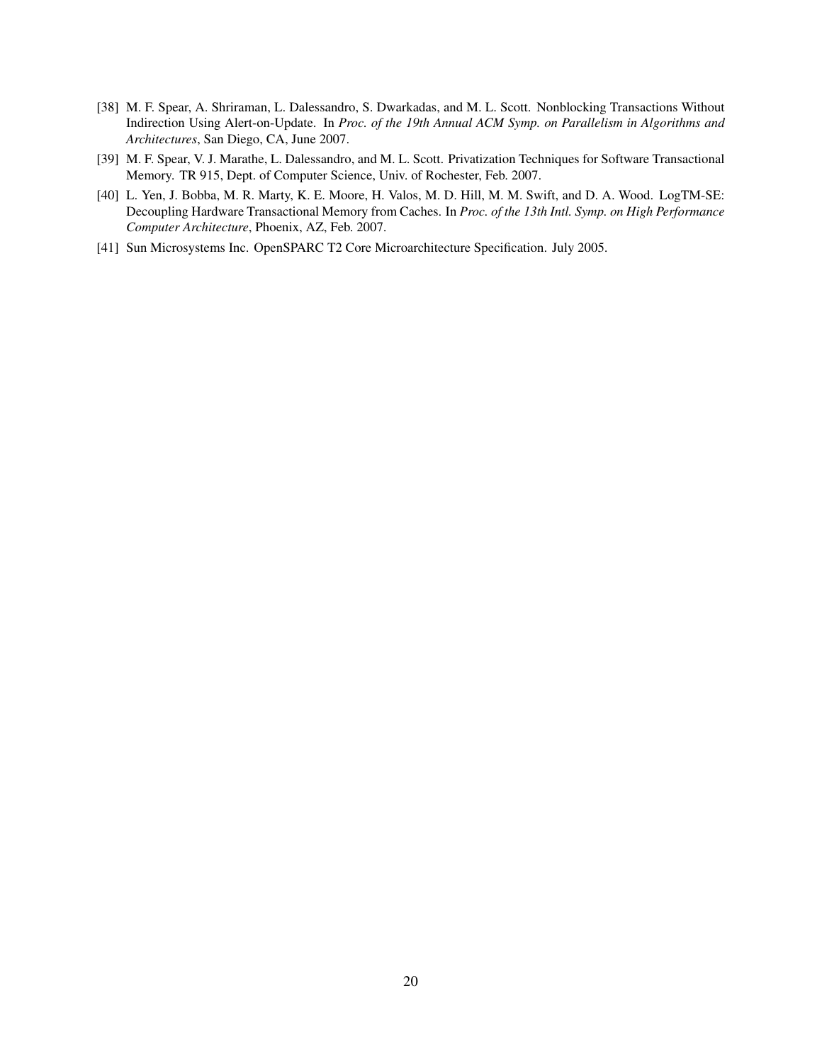[38] M. F. Spear, A. Shriraman, L. Dalessandro, S. Dwarkadas, and M. L. Scott. Nonblocking Transactions Without Indirection Using Alert-on-Update. In *Proc. of the 19th Annual ACM Symp. on Parallelism in Algorithms and Architectures*, San Diego, CA, June 2007.

[39] M. F. Spear, V. J. Marathe, L. Dalessandro, and M. L. Scott. Privatization Techniques for Software Transactional Memory. TR 915, Dept. of Computer Science, Univ. of Rochester, Feb. 2007.

[40] L. Yen, J. Bobba, M. R. Marty, K. E. Moore, H. Valos, M. D. Hill, M. M. Swift, and D. A. Wood. LogTM-SE: Decoupling Hardware Transactional Memory from Caches. In *Proc. of the 13th Intl. Symp. on High Performance Computer Architecture*, Phoenix, AZ, Feb. 2007.

[41] Sun Microsystems Inc. OpenSPARC T2 Core Microarchitecture Specification. July 2005.